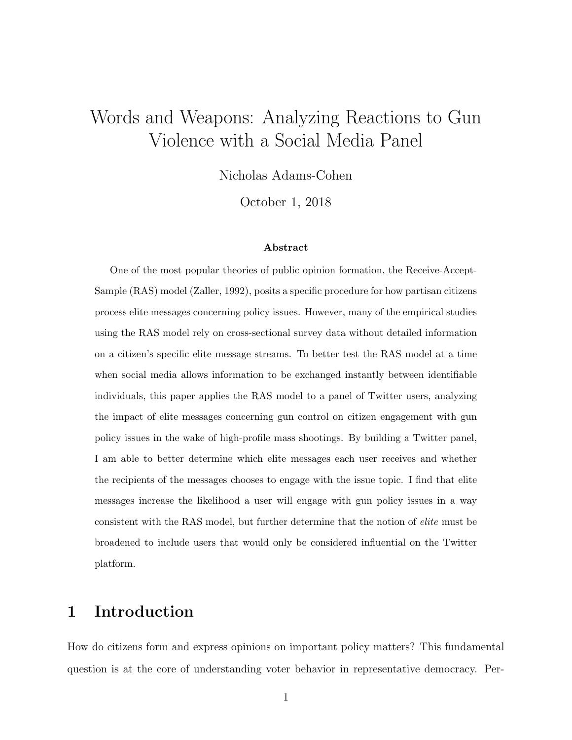# Words and Weapons: Analyzing Reactions to Gun Violence with a Social Media Panel

Nicholas Adams-Cohen

October 1, 2018

### Abstract

One of the most popular theories of public opinion formation, the Receive-Accept-Sample (RAS) model (Zaller, 1992), posits a specific procedure for how partisan citizens process elite messages concerning policy issues. However, many of the empirical studies using the RAS model rely on cross-sectional survey data without detailed information on a citizen's specific elite message streams. To better test the RAS model at a time when social media allows information to be exchanged instantly between identifiable individuals, this paper applies the RAS model to a panel of Twitter users, analyzing the impact of elite messages concerning gun control on citizen engagement with gun policy issues in the wake of high-profile mass shootings. By building a Twitter panel, I am able to better determine which elite messages each user receives and whether the recipients of the messages chooses to engage with the issue topic. I find that elite messages increase the likelihood a user will engage with gun policy issues in a way consistent with the RAS model, but further determine that the notion of *elite* must be broadened to include users that would only be considered influential on the Twitter platform.

## 1 Introduction

How do citizens form and express opinions on important policy matters? This fundamental question is at the core of understanding voter behavior in representative democracy. Per-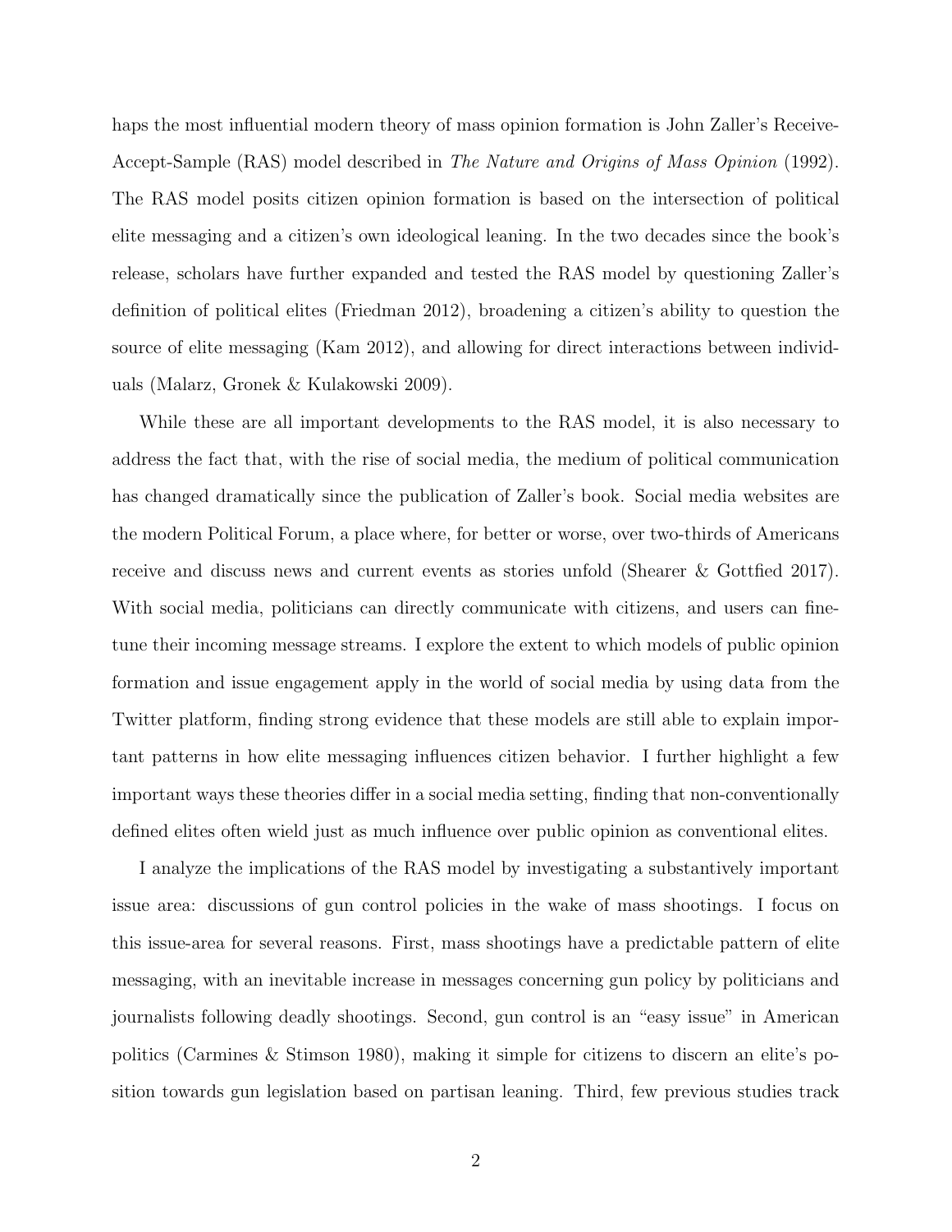haps the most influential modern theory of mass opinion formation is John Zaller's Receive-Accept-Sample (RAS) model described in *The Nature and Origins of Mass Opinion* (1992). The RAS model posits citizen opinion formation is based on the intersection of political elite messaging and a citizen's own ideological leaning. In the two decades since the book's release, scholars have further expanded and tested the RAS model by questioning Zaller's definition of political elites (Friedman 2012), broadening a citizen's ability to question the source of elite messaging (Kam 2012), and allowing for direct interactions between individuals (Malarz, Gronek & Kulakowski 2009).

While these are all important developments to the RAS model, it is also necessary to address the fact that, with the rise of social media, the medium of political communication has changed dramatically since the publication of Zaller's book. Social media websites are the modern Political Forum, a place where, for better or worse, over two-thirds of Americans receive and discuss news and current events as stories unfold (Shearer & Gottfied 2017). With social media, politicians can directly communicate with citizens, and users can fine-tune their incoming message streams. I explore the extent to which models of public opinion formation and issue engagement apply in the world of social media by using data from the Twitter platform, finding strong evidence that these models are still able to explain important patterns in how elite messaging influences citizen behavior. I further highlight a few important ways these theories differ in a social media setting, finding that non-conventionally defined elites often wield just as much influence over public opinion as conventional elites.

I analyze the implications of the RAS model by investigating a substantively important issue area: discussions of gun control policies in the wake of mass shootings. I focus on this issue-area for several reasons. First, mass shootings have a predictable pattern of elite messaging, with an inevitable increase in messages concerning gun policy by politicians and journalists following deadly shootings. Second, gun control is an "easy issue" in American politics (Carmines & Stimson 1980), making it simple for citizens to discern an elite's position towards gun legislation based on partisan leaning. Third, few previous studies track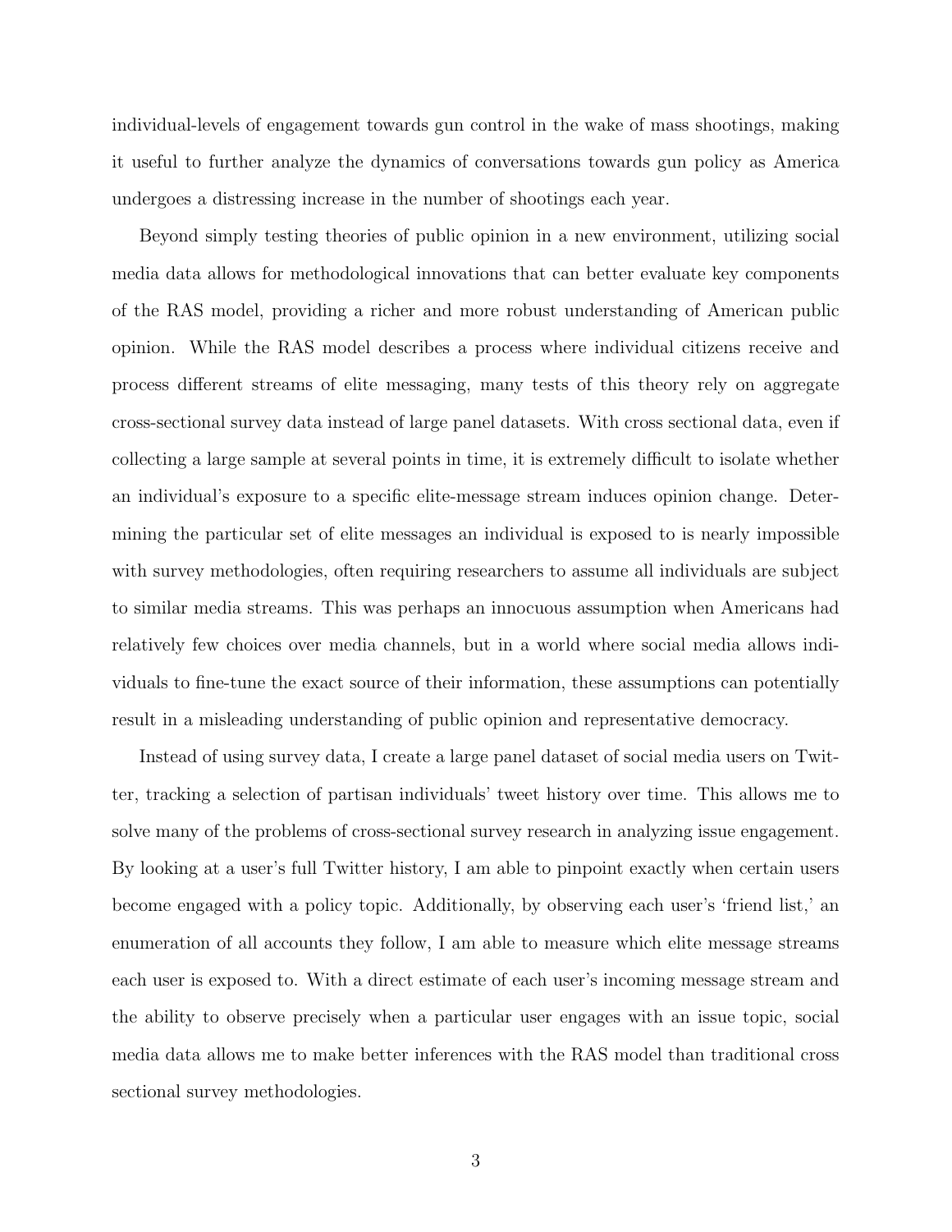individual-levels of engagement towards gun control in the wake of mass shootings, making it useful to further analyze the dynamics of conversations towards gun policy as America undergoes a distressing increase in the number of shootings each year.

Beyond simply testing theories of public opinion in a new environment, utilizing social media data allows for methodological innovations that can better evaluate key components of the RAS model, providing a richer and more robust understanding of American public opinion. While the RAS model describes a process where individual citizens receive and process different streams of elite messaging, many tests of this theory rely on aggregate cross-sectional survey data instead of large panel datasets. With cross sectional data, even if collecting a large sample at several points in time, it is extremely difficult to isolate whether an individual's exposure to a specific elite-message stream induces opinion change. Determining the particular set of elite messages an individual is exposed to is nearly impossible with survey methodologies, often requiring researchers to assume all individuals are subject to similar media streams. This was perhaps an innocuous assumption when Americans had relatively few choices over media channels, but in a world where social media allows individuals to fine-tune the exact source of their information, these assumptions can potentially result in a misleading understanding of public opinion and representative democracy.

Instead of using survey data, I create a large panel dataset of social media users on Twitter, tracking a selection of partisan individuals' tweet history over time. This allows me to solve many of the problems of cross-sectional survey research in analyzing issue engagement. By looking at a user's full Twitter history, I am able to pinpoint exactly when certain users become engaged with a policy topic. Additionally, by observing each user's 'friend list,' an enumeration of all accounts they follow, I am able to measure which elite message streams each user is exposed to. With a direct estimate of each user's incoming message stream and the ability to observe precisely when a particular user engages with an issue topic, social media data allows me to make better inferences with the RAS model than traditional cross sectional survey methodologies.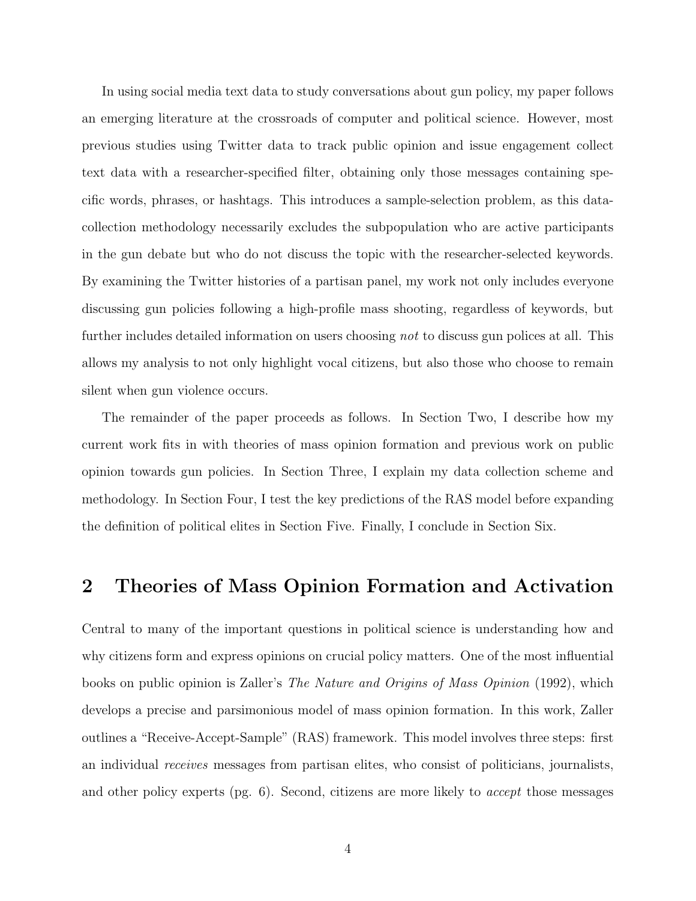In using social media text data to study conversations about gun policy, my paper follows an emerging literature at the crossroads of computer and political science. However, most previous studies using Twitter data to track public opinion and issue engagement collect text data with a researcher-specified filter, obtaining only those messages containing specific words, phrases, or hashtags. This introduces a sample-selection problem, as this data-collection methodology necessarily excludes the subpopulation who are active participants in the gun debate but who do not discuss the topic with the researcher-selected keywords. By examining the Twitter histories of a partisan panel, my work not only includes everyone discussing gun policies following a high-profile mass shooting, regardless of keywords, but further includes detailed information on users choosing *not* to discuss gun polices at all. This allows my analysis to not only highlight vocal citizens, but also those who choose to remain silent when gun violence occurs.

The remainder of the paper proceeds as follows. In Section Two, I describe how my current work fits in with theories of mass opinion formation and previous work on public opinion towards gun policies. In Section Three, I explain my data collection scheme and methodology. In Section Four, I test the key predictions of the RAS model before expanding the definition of political elites in Section Five. Finally, I conclude in Section Six.

## 2 Theories of Mass Opinion Formation and Activation

Central to many of the important questions in political science is understanding how and why citizens form and express opinions on crucial policy matters. One of the most influential books on public opinion is Zaller's *The Nature and Origins of Mass Opinion* (1992), which develops a precise and parsimonious model of mass opinion formation. In this work, Zaller outlines a "Receive-Accept-Sample" (RAS) framework. This model involves three steps: first an individual *receives* messages from partisan elites, who consist of politicians, journalists, and other policy experts (pg. 6). Second, citizens are more likely to *accept* those messages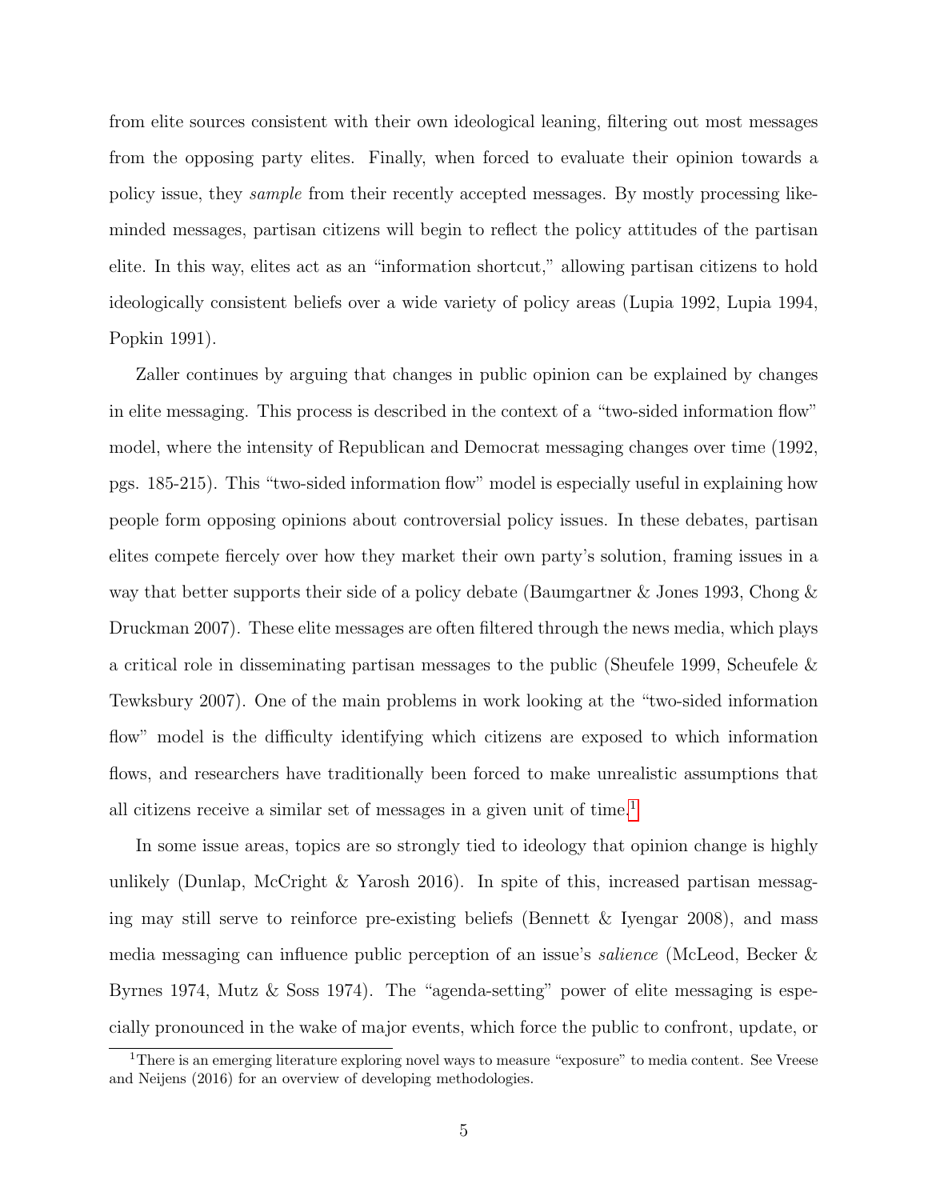from elite sources consistent with their own ideological leaning, filtering out most messages from the opposing party elites. Finally, when forced to evaluate their opinion towards a policy issue, they *sample* from their recently accepted messages. By mostly processing like-minded messages, partisan citizens will begin to reflect the policy attitudes of the partisan elite. In this way, elites act as an "information shortcut," allowing partisan citizens to hold ideologically consistent beliefs over a wide variety of policy areas (Lupia 1992, Lupia 1994, Popkin 1991).

Zaller continues by arguing that changes in public opinion can be explained by changes in elite messaging. This process is described in the context of a "two-sided information flow" model, where the intensity of Republican and Democrat messaging changes over time (1992, pgs. 185-215). This "two-sided information flow" model is especially useful in explaining how people form opposing opinions about controversial policy issues. In these debates, partisan elites compete fiercely over how they market their own party's solution, framing issues in a way that better supports their side of a policy debate (Baumgartner & Jones 1993, Chong & Druckman 2007). These elite messages are often filtered through the news media, which plays a critical role in disseminating partisan messages to the public (Sheufele 1999, Scheufele & Tewksbury 2007). One of the main problems in work looking at the "two-sided information flow" model is the difficulty identifying which citizens are exposed to which information flows, and researchers have traditionally been forced to make unrealistic assumptions that all citizens receive a similar set of messages in a given unit of time.[1]

In some issue areas, topics are so strongly tied to ideology that opinion change is highly unlikely (Dunlap, McCright & Yarosh 2016). In spite of this, increased partisan messaging may still serve to reinforce pre-existing beliefs (Bennett & Iyengar 2008), and mass media messaging can influence public perception of an issue's *salience* (McLeod, Becker & Byrnes 1974, Mutz & Soss 1974). The "agenda-setting" power of elite messaging is especially pronounced in the wake of major events, which force the public to confront, update, or

[1] There is an emerging literature exploring novel ways to measure "exposure" to media content. See Vreese and Neijens (2016) for an overview of developing methodologies.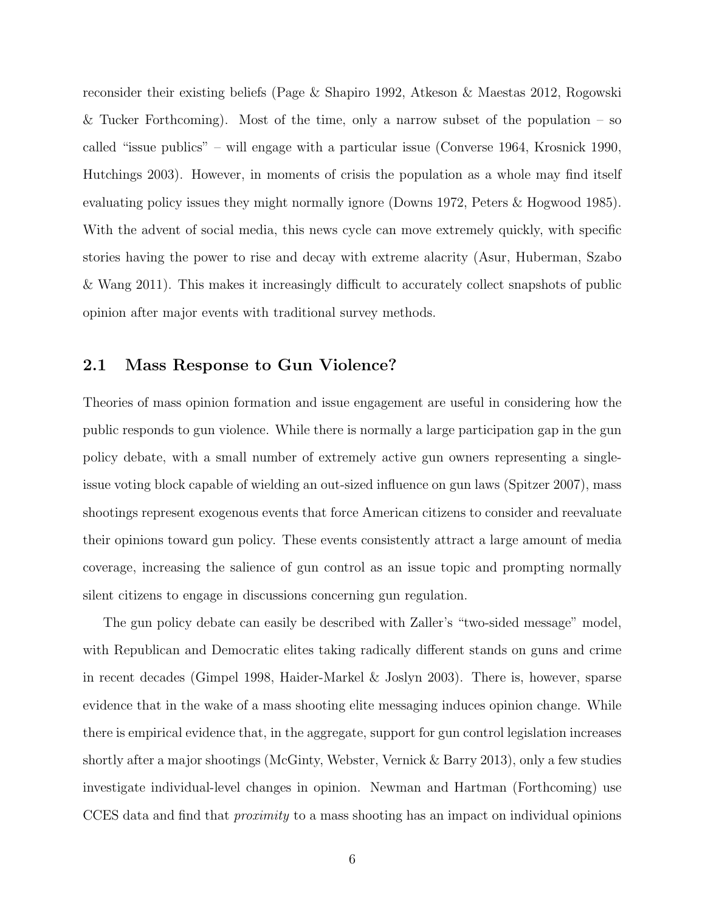reconsider their existing beliefs (Page & Shapiro 1992, Atkeson & Maestas 2012, Rogowski & Tucker Forthcoming). Most of the time, only a narrow subset of the population – so called "issue publics" – will engage with a particular issue (Converse 1964, Krosnick 1990, Hutchings 2003). However, in moments of crisis the population as a whole may find itself evaluating policy issues they might normally ignore (Downs 1972, Peters & Hogwood 1985). With the advent of social media, this news cycle can move extremely quickly, with specific stories having the power to rise and decay with extreme alacrity (Asur, Huberman, Szabo & Wang 2011). This makes it increasingly difficult to accurately collect snapshots of public opinion after major events with traditional survey methods.

## 2.1 Mass Response to Gun Violence?

Theories of mass opinion formation and issue engagement are useful in considering how the public responds to gun violence. While there is normally a large participation gap in the gun policy debate, with a small number of extremely active gun owners representing a single-issue voting block capable of wielding an out-sized influence on gun laws (Spitzer 2007), mass shootings represent exogenous events that force American citizens to consider and reevaluate their opinions toward gun policy. These events consistently attract a large amount of media coverage, increasing the salience of gun control as an issue topic and prompting normally silent citizens to engage in discussions concerning gun regulation.

The gun policy debate can easily be described with Zaller's "two-sided message" model, with Republican and Democratic elites taking radically different stands on guns and crime in recent decades (Gimpel 1998, Haider-Markel & Joslyn 2003). There is, however, sparse evidence that in the wake of a mass shooting elite messaging induces opinion change. While there is empirical evidence that, in the aggregate, support for gun control legislation increases shortly after a major shootings (McGinty, Webster, Vernick & Barry 2013), only a few studies investigate individual-level changes in opinion. Newman and Hartman (Forthcoming) use CCES data and find that *proximity* to a mass shooting has an impact on individual opinions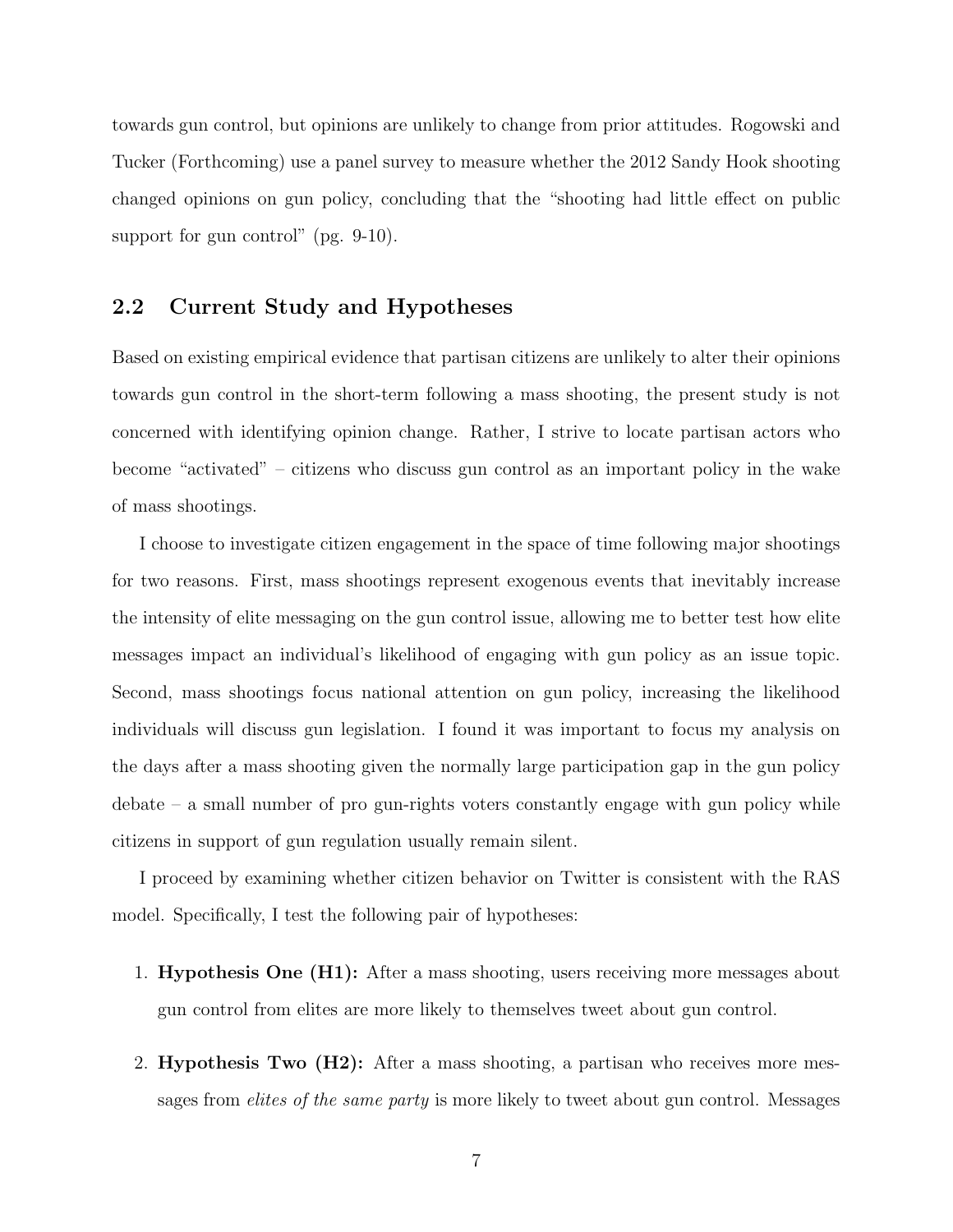towards gun control, but opinions are unlikely to change from prior attitudes. Rogowski and Tucker (Forthcoming) use a panel survey to measure whether the 2012 Sandy Hook shooting changed opinions on gun policy, concluding that the "shooting had little effect on public support for gun control" (pg. 9-10).

## 2.2 Current Study and Hypotheses

Based on existing empirical evidence that partisan citizens are unlikely to alter their opinions towards gun control in the short-term following a mass shooting, the present study is not concerned with identifying opinion change. Rather, I strive to locate partisan actors who become "activated" – citizens who discuss gun control as an important policy in the wake of mass shootings.

I choose to investigate citizen engagement in the space of time following major shootings for two reasons. First, mass shootings represent exogenous events that inevitably increase the intensity of elite messaging on the gun control issue, allowing me to better test how elite messages impact an individual's likelihood of engaging with gun policy as an issue topic. Second, mass shootings focus national attention on gun policy, increasing the likelihood individuals will discuss gun legislation. I found it was important to focus my analysis on the days after a mass shooting given the normally large participation gap in the gun policy debate – a small number of pro gun-rights voters constantly engage with gun policy while citizens in support of gun regulation usually remain silent.

I proceed by examining whether citizen behavior on Twitter is consistent with the RAS model. Specifically, I test the following pair of hypotheses:

1. **Hypothesis One (H1):** After a mass shooting, users receiving more messages about gun control from elites are more likely to themselves tweet about gun control.

2. **Hypothesis Two (H2):** After a mass shooting, a partisan who receives more messages from *elites of the same party* is more likely to tweet about gun control. Messages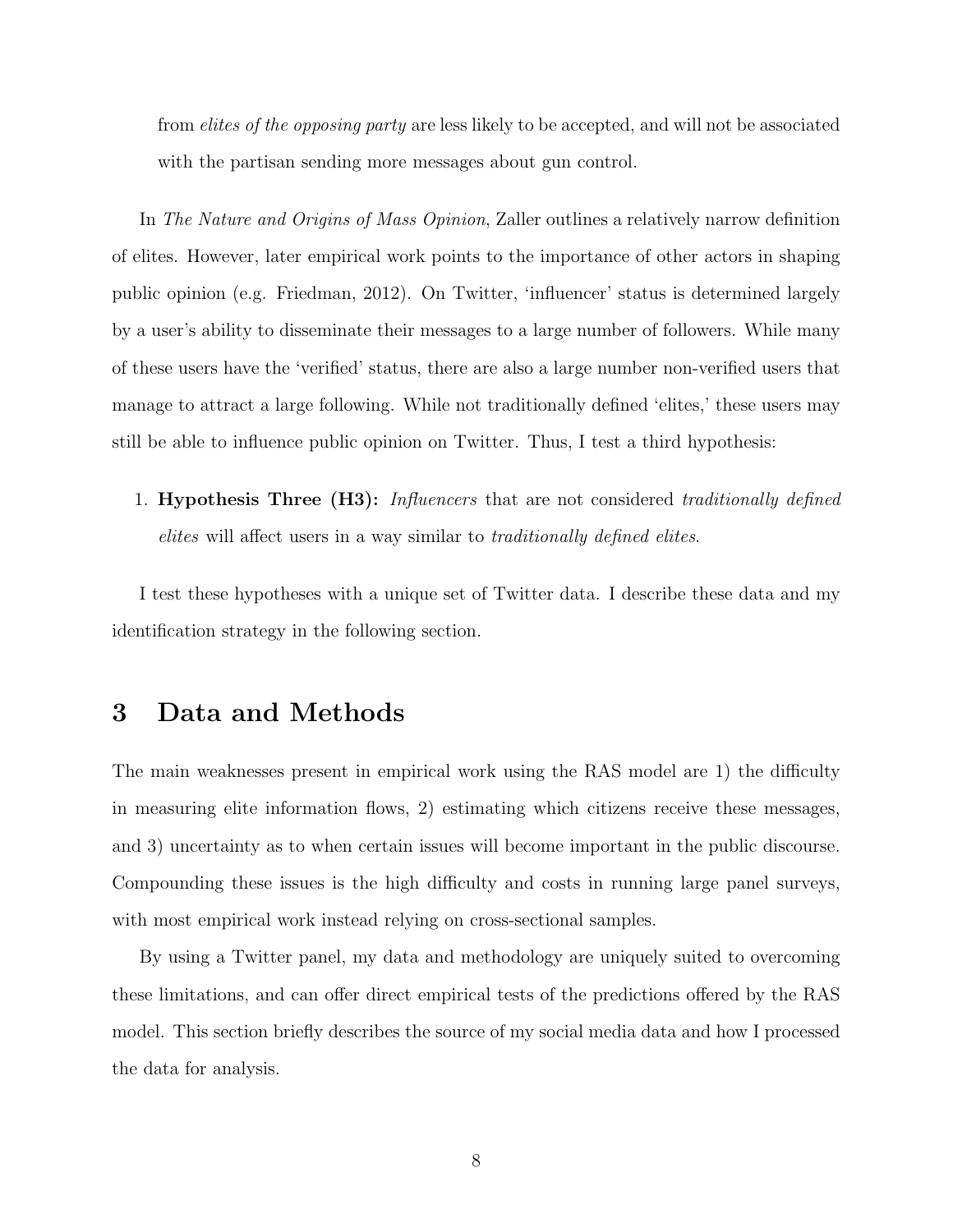from *elites of the opposing party* are less likely to be accepted, and will not be associated with the partisan sending more messages about gun control.

In *The Nature and Origins of Mass Opinion*, Zaller outlines a relatively narrow definition of elites. However, later empirical work points to the importance of other actors in shaping public opinion (e.g. Friedman, 2012). On Twitter, 'influencer' status is determined largely by a user's ability to disseminate their messages to a large number of followers. While many of these users have the 'verified' status, there are also a large number non-verified users that manage to attract a large following. While not traditionally defined 'elites,' these users may still be able to influence public opinion on Twitter. Thus, I test a third hypothesis:

1. **Hypothesis Three (H3):** *Influencers* that are not considered *traditionally defined elites* will affect users in a way similar to *traditionally defined elites*.

I test these hypotheses with a unique set of Twitter data. I describe these data and my identification strategy in the following section.

# 3 Data and Methods

The main weaknesses present in empirical work using the RAS model are 1) the difficulty in measuring elite information flows, 2) estimating which citizens receive these messages, and 3) uncertainty as to when certain issues will become important in the public discourse. Compounding these issues is the high difficulty and costs in running large panel surveys, with most empirical work instead relying on cross-sectional samples.

By using a Twitter panel, my data and methodology are uniquely suited to overcoming these limitations, and can offer direct empirical tests of the predictions offered by the RAS model. This section briefly describes the source of my social media data and how I processed the data for analysis.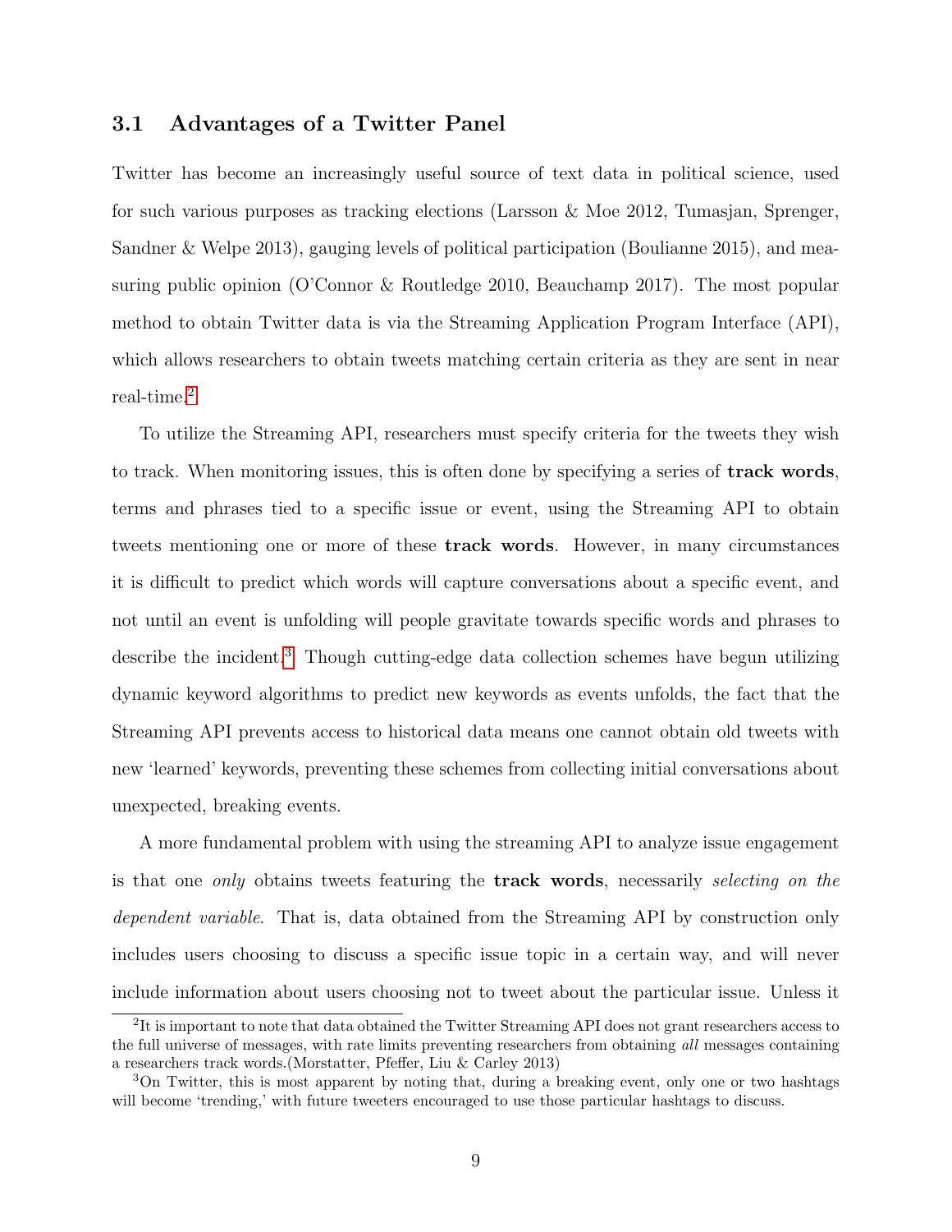### 3.1 Advantages of a Twitter Panel

Twitter has become an increasingly useful source of text data in political science, used for such various purposes as tracking elections (Larsson & Moe 2012, Tumasjan, Sprenger, Sandner & Welpe 2013), gauging levels of political participation (Boulianne 2015), and measuring public opinion (O'Connor & Routledge 2010, Beauchamp 2017). The most popular method to obtain Twitter data is via the Streaming Application Program Interface (API), which allows researchers to obtain tweets matching certain criteria as they are sent in near real-time.[2]

To utilize the Streaming API, researchers must specify criteria for the tweets they wish to track. When monitoring issues, this is often done by specifying a series of **track words**, terms and phrases tied to a specific issue or event, using the Streaming API to obtain tweets mentioning one or more of these **track words**. However, in many circumstances it is difficult to predict which words will capture conversations about a specific event, and not until an event is unfolding will people gravitate towards specific words and phrases to describe the incident.[3] Though cutting-edge data collection schemes have begun utilizing dynamic keyword algorithms to predict new keywords as events unfolds, the fact that the Streaming API prevents access to historical data means one cannot obtain old tweets with new 'learned' keywords, preventing these schemes from collecting initial conversations about unexpected, breaking events.

A more fundamental problem with using the streaming API to analyze issue engagement is that one *only* obtains tweets featuring the **track words**, necessarily *selecting on the dependent variable*. That is, data obtained from the Streaming API by construction only includes users choosing to discuss a specific issue topic in a certain way, and will never include information about users choosing not to tweet about the particular issue. Unless it

[2] It is important to note that data obtained the Twitter Streaming API does not grant researchers access to the full universe of messages, with rate limits preventing researchers from obtaining *all* messages containing a researchers track words.(Morstatter, Pfeffer, Liu & Carley 2013)

[3] On Twitter, this is most apparent by noting that, during a breaking event, only one or two hashtags will become 'trending,' with future tweeters encouraged to use those particular hashtags to discuss.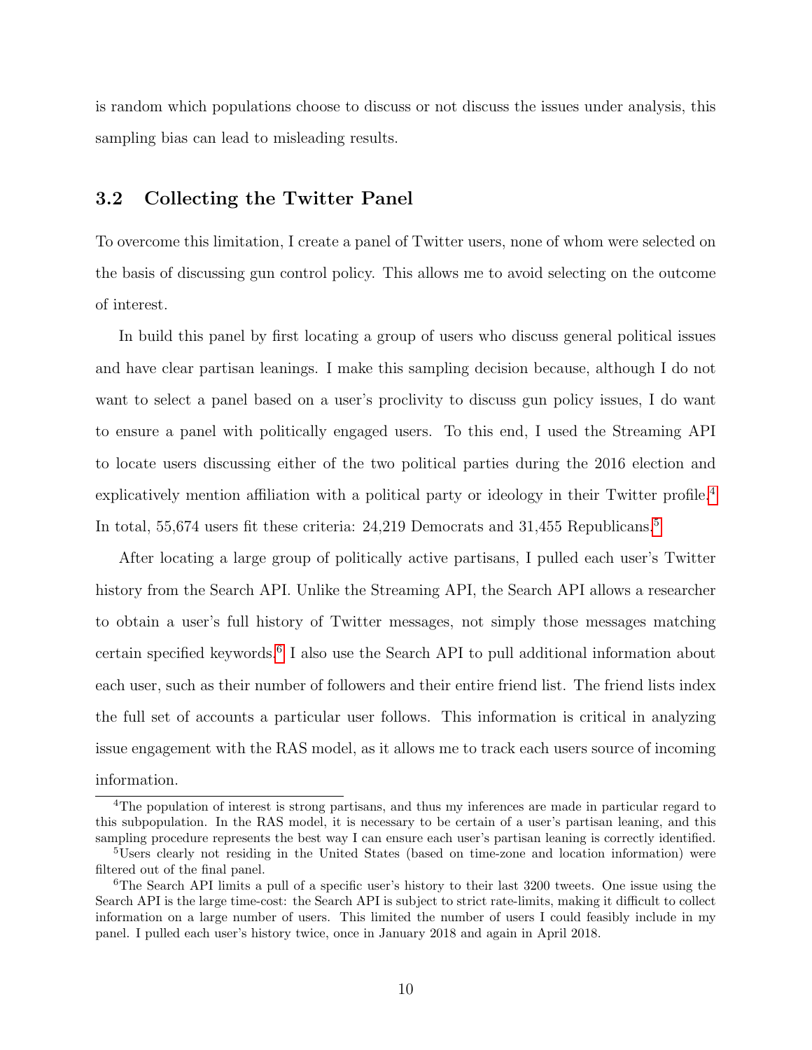is random which populations choose to discuss or not discuss the issues under analysis, this sampling bias can lead to misleading results.

### 3.2 Collecting the Twitter Panel

To overcome this limitation, I create a panel of Twitter users, none of whom were selected on the basis of discussing gun control policy. This allows me to avoid selecting on the outcome of interest.

In build this panel by first locating a group of users who discuss general political issues and have clear partisan leanings. I make this sampling decision because, although I do not want to select a panel based on a user's proclivity to discuss gun policy issues, I do want to ensure a panel with politically engaged users. To this end, I used the Streaming API to locate users discussing either of the two political parties during the 2016 election and explicatively mention affiliation with a political party or ideology in their Twitter profile.[4] In total, 55,674 users fit these criteria: 24,219 Democrats and 31,455 Republicans.[5]

After locating a large group of politically active partisans, I pulled each user's Twitter history from the Search API. Unlike the Streaming API, the Search API allows a researcher to obtain a user's full history of Twitter messages, not simply those messages matching certain specified keywords.[6] I also use the Search API to pull additional information about each user, such as their number of followers and their entire friend list. The friend lists index the full set of accounts a particular user follows. This information is critical in analyzing issue engagement with the RAS model, as it allows me to track each users source of incoming information.

---

[4] The population of interest is strong partisans, and thus my inferences are made in particular regard to this subpopulation. In the RAS model, it is necessary to be certain of a user's partisan leaning, and this sampling procedure represents the best way I can ensure each user's partisan leaning is correctly identified.

[5] Users clearly not residing in the United States (based on time-zone and location information) were filtered out of the final panel.

[6] The Search API limits a pull of a specific user's history to their last 3200 tweets. One issue using the Search API is the large time-cost: the Search API is subject to strict rate-limits, making it difficult to collect information on a large number of users. This limited the number of users I could feasibly include in my panel. I pulled each user's history twice, once in January 2018 and again in April 2018.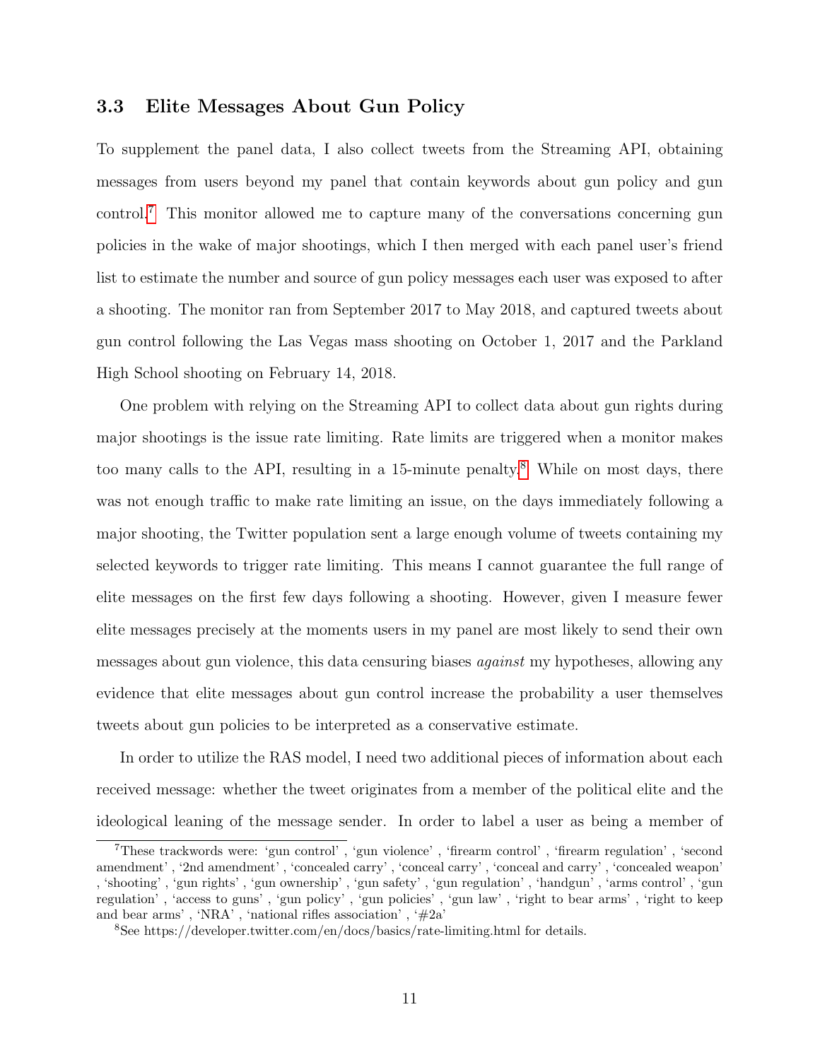### 3.3 Elite Messages About Gun Policy

To supplement the panel data, I also collect tweets from the Streaming API, obtaining messages from users beyond my panel that contain keywords about gun policy and gun control.[7] This monitor allowed me to capture many of the conversations concerning gun policies in the wake of major shootings, which I then merged with each panel user's friend list to estimate the number and source of gun policy messages each user was exposed to after a shooting. The monitor ran from September 2017 to May 2018, and captured tweets about gun control following the Las Vegas mass shooting on October 1, 2017 and the Parkland High School shooting on February 14, 2018.

One problem with relying on the Streaming API to collect data about gun rights during major shootings is the issue rate limiting. Rate limits are triggered when a monitor makes too many calls to the API, resulting in a 15-minute penalty.[8] While on most days, there was not enough traffic to make rate limiting an issue, on the days immediately following a major shooting, the Twitter population sent a large enough volume of tweets containing my selected keywords to trigger rate limiting. This means I cannot guarantee the full range of elite messages on the first few days following a shooting. However, given I measure fewer elite messages precisely at the moments users in my panel are most likely to send their own messages about gun violence, this data censuring biases *against* my hypotheses, allowing any evidence that elite messages about gun control increase the probability a user themselves tweets about gun policies to be interpreted as a conservative estimate.

In order to utilize the RAS model, I need two additional pieces of information about each received message: whether the tweet originates from a member of the political elite and the ideological leaning of the message sender. In order to label a user as being a member of

---

[7] These trackwords were: 'gun control' , 'gun violence' , 'firearm control' , 'firearm regulation' , 'second amendment' , '2nd amendment' , 'concealed carry' , 'conceal carry' , 'conceal and carry' , 'concealed weapon' , 'shooting' , 'gun rights' , 'gun ownership' , 'gun safety' , 'gun regulation' , 'handgun' , 'arms control' , 'gun regulation' , 'access to guns' , 'gun policy' , 'gun policies' , 'gun law' , 'right to bear arms' , 'right to keep and bear arms' , 'NRA' , 'national rifles association' , '#2a'

[8] See https://developer.twitter.com/en/docs/basics/rate-limiting.html for details.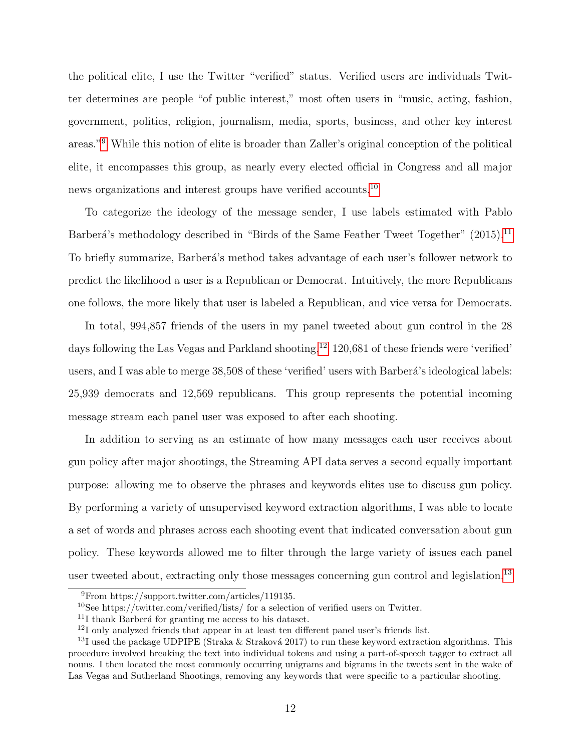the political elite, I use the Twitter "verified" status. Verified users are individuals Twitter determines are people "of public interest," most often users in "music, acting, fashion, government, politics, religion, journalism, media, sports, business, and other key interest areas."[9] While this notion of elite is broader than Zaller's original conception of the political elite, it encompasses this group, as nearly every elected official in Congress and all major news organizations and interest groups have verified accounts.[10]

To categorize the ideology of the message sender, I use labels estimated with Pablo Barberá's methodology described in "Birds of the Same Feather Tweet Together" (2015).[11] To briefly summarize, Barberá's method takes advantage of each user's follower network to predict the likelihood a user is a Republican or Democrat. Intuitively, the more Republicans one follows, the more likely that user is labeled a Republican, and vice versa for Democrats.

In total, 994,857 friends of the users in my panel tweeted about gun control in the 28 days following the Las Vegas and Parkland shooting.[12] 120,681 of these friends were 'verified' users, and I was able to merge 38,508 of these 'verified' users with Barberá's ideological labels: 25,939 democrats and 12,569 republicans. This group represents the potential incoming message stream each panel user was exposed to after each shooting.

In addition to serving as an estimate of how many messages each user receives about gun policy after major shootings, the Streaming API data serves a second equally important purpose: allowing me to observe the phrases and keywords elites use to discuss gun policy. By performing a variety of unsupervised keyword extraction algorithms, I was able to locate a set of words and phrases across each shooting event that indicated conversation about gun policy. These keywords allowed me to filter through the large variety of issues each panel user tweeted about, extracting only those messages concerning gun control and legislation.[13]

---

[9] From https://support.twitter.com/articles/119135.

[10] See https://twitter.com/verified/lists/ for a selection of verified users on Twitter.

[11] I thank Barberá for granting me access to his dataset.

[12] I only analyzed friends that appear in at least ten different panel user's friends list.

[13] I used the package UDPIPE (Straka & Straková 2017) to run these keyword extraction algorithms. This procedure involved breaking the text into individual tokens and using a part-of-speech tagger to extract all nouns. I then located the most commonly occurring unigrams and bigrams in the tweets sent in the wake of Las Vegas and Sutherland Shootings, removing any keywords that were specific to a particular shooting.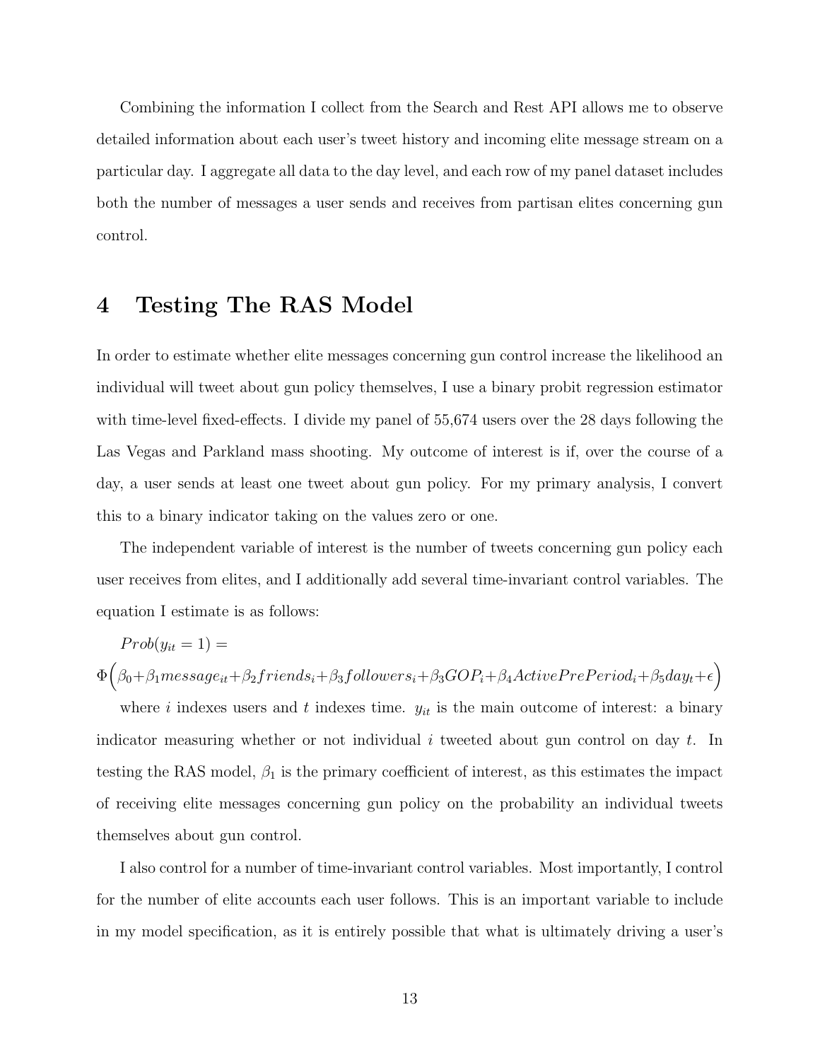Combining the information I collect from the Search and Rest API allows me to observe detailed information about each user's tweet history and incoming elite message stream on a particular day. I aggregate all data to the day level, and each row of my panel dataset includes both the number of messages a user sends and receives from partisan elites concerning gun control.

# 4 Testing The RAS Model

In order to estimate whether elite messages concerning gun control increase the likelihood an individual will tweet about gun policy themselves, I use a binary probit regression estimator with time-level fixed-effects. I divide my panel of 55,674 users over the 28 days following the Las Vegas and Parkland mass shooting. My outcome of interest is if, over the course of a day, a user sends at least one tweet about gun policy. For my primary analysis, I convert this to a binary indicator taking on the values zero or one.

The independent variable of interest is the number of tweets concerning gun policy each user receives from elites, and I additionally add several time-invariant control variables. The equation I estimate is as follows:

$$Prob(y_{it} = 1) =$$
$$\Phi\Big(\beta_0 + \beta_1 message_{it} + \beta_2 friends_i + \beta_3 followers_i + \beta_3 GOP_i + \beta_4 ActivePrePeriod_i + \beta_5 day_t + \epsilon\Big)$$

where $i$ indexes users and $t$ indexes time. $y_{it}$ is the main outcome of interest: a binary indicator measuring whether or not individual $i$ tweeted about gun control on day $t$. In testing the RAS model, $\beta_1$ is the primary coefficient of interest, as this estimates the impact of receiving elite messages concerning gun policy on the probability an individual tweets themselves about gun control.

I also control for a number of time-invariant control variables. Most importantly, I control for the number of elite accounts each user follows. This is an important variable to include in my model specification, as it is entirely possible that what is ultimately driving a user's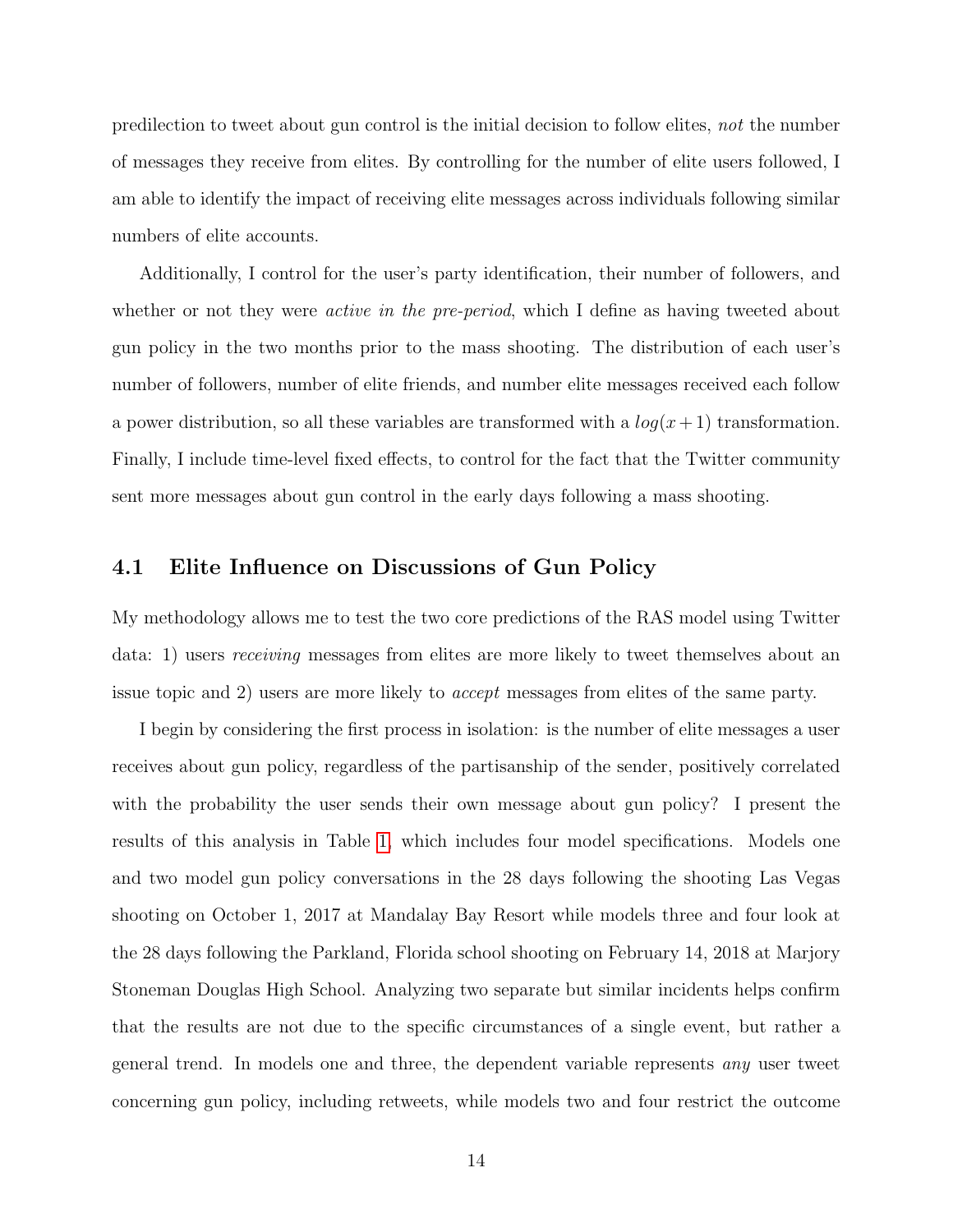predilection to tweet about gun control is the initial decision to follow elites, *not* the number of messages they receive from elites. By controlling for the number of elite users followed, I am able to identify the impact of receiving elite messages across individuals following similar numbers of elite accounts.

Additionally, I control for the user's party identification, their number of followers, and whether or not they were *active in the pre-period*, which I define as having tweeted about gun policy in the two months prior to the mass shooting. The distribution of each user's number of followers, number of elite friends, and number elite messages received each follow a power distribution, so all these variables are transformed with a $log(x+1)$ transformation. Finally, I include time-level fixed effects, to control for the fact that the Twitter community sent more messages about gun control in the early days following a mass shooting.

## 4.1 Elite Influence on Discussions of Gun Policy

My methodology allows me to test the two core predictions of the RAS model using Twitter data: 1) users *receiving* messages from elites are more likely to tweet themselves about an issue topic and 2) users are more likely to *accept* messages from elites of the same party.

I begin by considering the first process in isolation: is the number of elite messages a user receives about gun policy, regardless of the partisanship of the sender, positively correlated with the probability the user sends their own message about gun policy? I present the results of this analysis in Table 1, which includes four model specifications. Models one and two model gun policy conversations in the 28 days following the shooting Las Vegas shooting on October 1, 2017 at Mandalay Bay Resort while models three and four look at the 28 days following the Parkland, Florida school shooting on February 14, 2018 at Marjory Stoneman Douglas High School. Analyzing two separate but similar incidents helps confirm that the results are not due to the specific circumstances of a single event, but rather a general trend. In models one and three, the dependent variable represents *any* user tweet concerning gun policy, including retweets, while models two and four restrict the outcome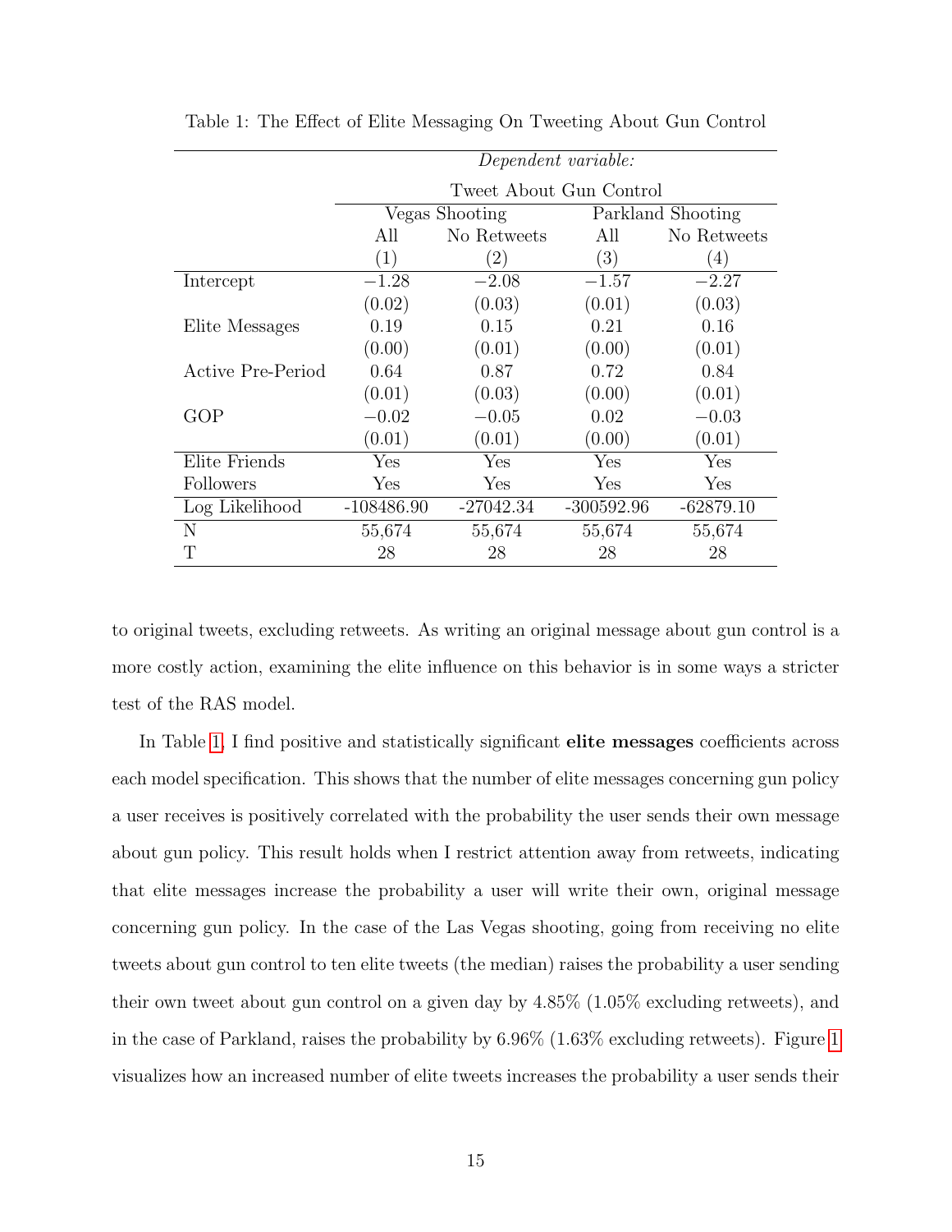Table 1: The Effect of Elite Messaging On Tweeting About Gun Control

| | *Dependent variable:* | | | |
|---|---|---|---|---|
| | Tweet About Gun Control | | | |
| | Vegas Shooting | | Parkland Shooting | |
| | All | No Retweets | All | No Retweets |
| | (1) | (2) | (3) | (4) |
| Intercept | −1.28 | −2.08 | −1.57 | −2.27 |
| | (0.02) | (0.03) | (0.01) | (0.03) |
| Elite Messages | 0.19 | 0.15 | 0.21 | 0.16 |
| | (0.00) | (0.01) | (0.00) | (0.01) |
| Active Pre-Period | 0.64 | 0.87 | 0.72 | 0.84 |
| | (0.01) | (0.03) | (0.00) | (0.01) |
| GOP | −0.02 | −0.05 | 0.02 | −0.03 |
| | (0.01) | (0.01) | (0.00) | (0.01) |
| Elite Friends | Yes | Yes | Yes | Yes |
| Followers | Yes | Yes | Yes | Yes |
| Log Likelihood | -108486.90 | -27042.34 | -300592.96 | -62879.10 |
| N | 55,674 | 55,674 | 55,674 | 55,674 |
| T | 28 | 28 | 28 | 28 |

to original tweets, excluding retweets. As writing an original message about gun control is a more costly action, examining the elite influence on this behavior is in some ways a stricter test of the RAS model.

In Table 1, I find positive and statistically significant **elite messages** coefficients across each model specification. This shows that the number of elite messages concerning gun policy a user receives is positively correlated with the probability the user sends their own message about gun policy. This result holds when I restrict attention away from retweets, indicating that elite messages increase the probability a user will write their own, original message concerning gun policy. In the case of the Las Vegas shooting, going from receiving no elite tweets about gun control to ten elite tweets (the median) raises the probability a user sending their own tweet about gun control on a given day by 4.85% (1.05% excluding retweets), and in the case of Parkland, raises the probability by 6.96% (1.63% excluding retweets). Figure 1 visualizes how an increased number of elite tweets increases the probability a user sends their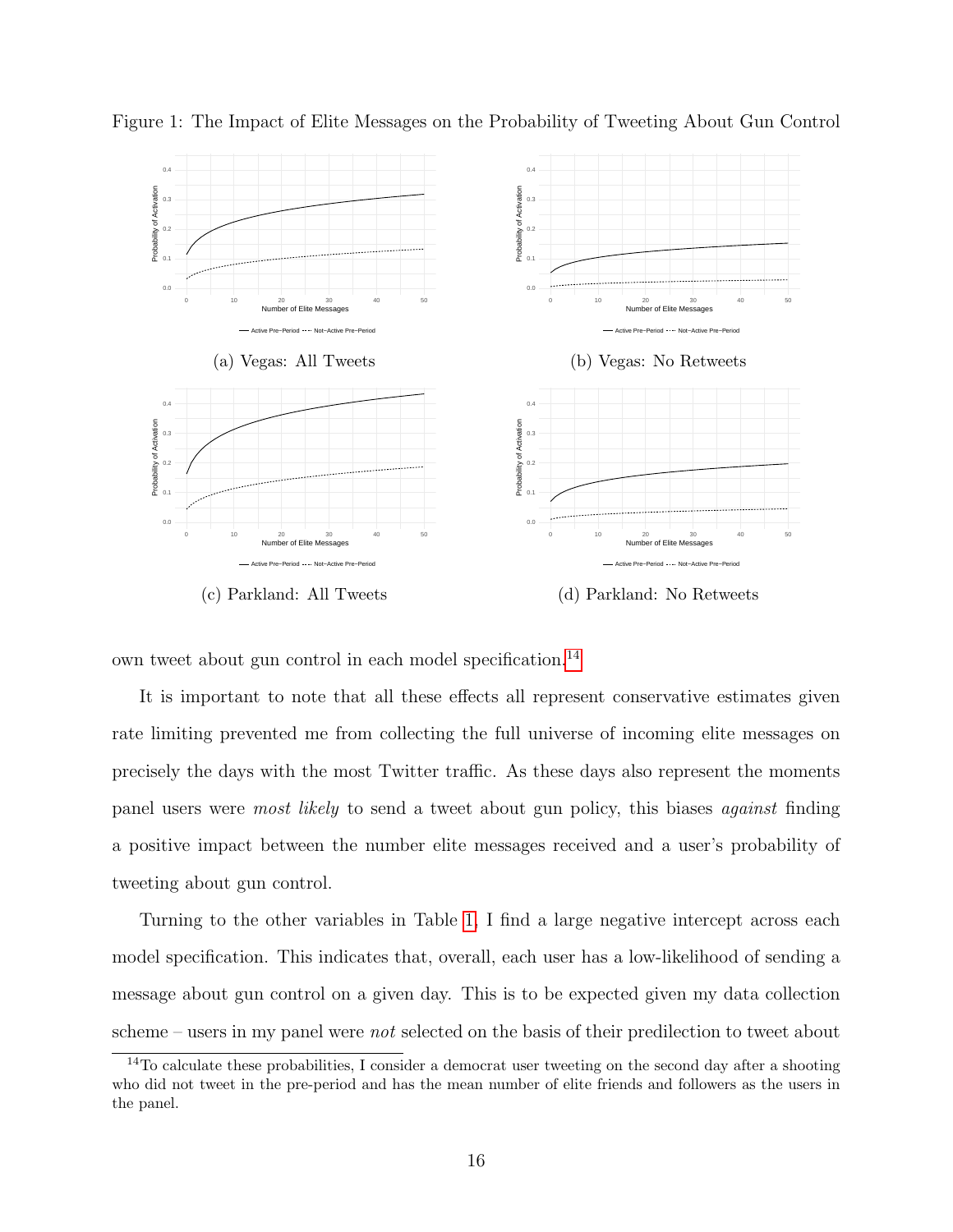Figure 1: The Impact of Elite Messages on the Probability of Tweeting About Gun Control

(a) Vegas: All Tweets

(b) Vegas: No Retweets

(c) Parkland: All Tweets

(d) Parkland: No Retweets

own tweet about gun control in each model specification.[14]

It is important to note that all these effects all represent conservative estimates given rate limiting prevented me from collecting the full universe of incoming elite messages on precisely the days with the most Twitter traffic. As these days also represent the moments panel users were *most likely* to send a tweet about gun policy, this biases *against* finding a positive impact between the number elite messages received and a user's probability of tweeting about gun control.

Turning to the other variables in Table 1, I find a large negative intercept across each model specification. This indicates that, overall, each user has a low-likelihood of sending a message about gun control on a given day. This is to be expected given my data collection scheme – users in my panel were *not* selected on the basis of their predilection to tweet about

[14] To calculate these probabilities, I consider a democrat user tweeting on the second day after a shooting who did not tweet in the pre-period and has the mean number of elite friends and followers as the users in the panel.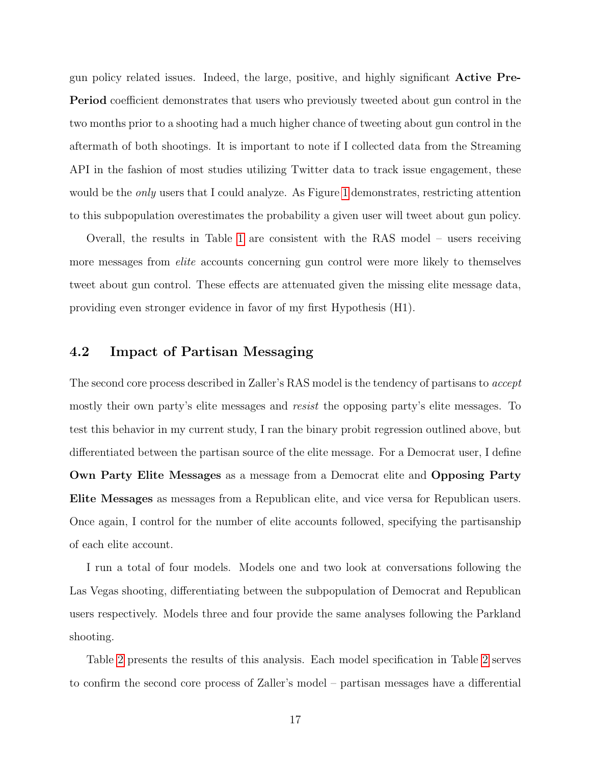gun policy related issues. Indeed, the large, positive, and highly significant **Active Pre-Period** coefficient demonstrates that users who previously tweeted about gun control in the two months prior to a shooting had a much higher chance of tweeting about gun control in the aftermath of both shootings. It is important to note if I collected data from the Streaming API in the fashion of most studies utilizing Twitter data to track issue engagement, these would be the *only* users that I could analyze. As Figure 1 demonstrates, restricting attention to this subpopulation overestimates the probability a given user will tweet about gun policy.

Overall, the results in Table 1 are consistent with the RAS model – users receiving more messages from *elite* accounts concerning gun control were more likely to themselves tweet about gun control. These effects are attenuated given the missing elite message data, providing even stronger evidence in favor of my first Hypothesis (H1).

### 4.2 Impact of Partisan Messaging

The second core process described in Zaller's RAS model is the tendency of partisans to *accept* mostly their own party's elite messages and *resist* the opposing party's elite messages. To test this behavior in my current study, I ran the binary probit regression outlined above, but differentiated between the partisan source of the elite message. For a Democrat user, I define **Own Party Elite Messages** as a message from a Democrat elite and **Opposing Party Elite Messages** as messages from a Republican elite, and vice versa for Republican users. Once again, I control for the number of elite accounts followed, specifying the partisanship of each elite account.

I run a total of four models. Models one and two look at conversations following the Las Vegas shooting, differentiating between the subpopulation of Democrat and Republican users respectively. Models three and four provide the same analyses following the Parkland shooting.

Table 2 presents the results of this analysis. Each model specification in Table 2 serves to confirm the second core process of Zaller's model – partisan messages have a differential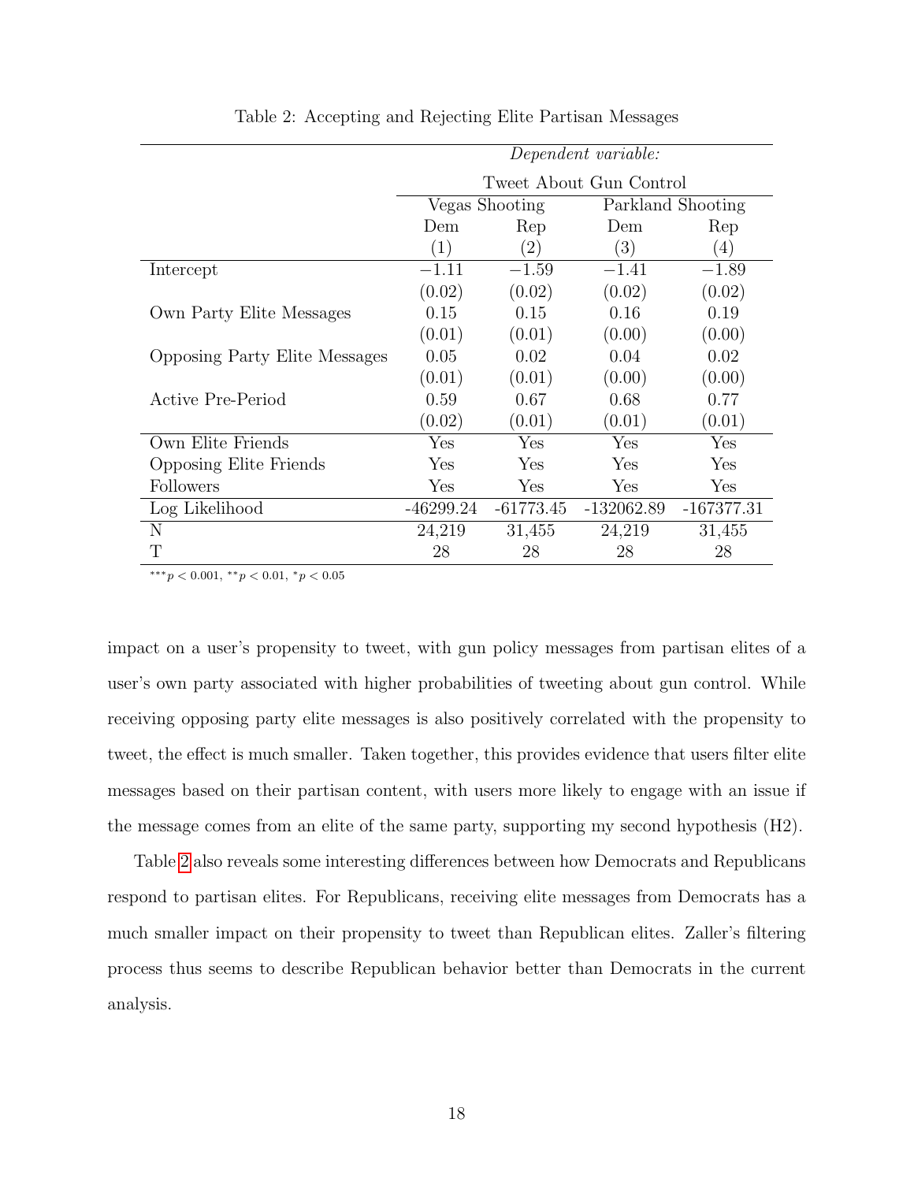Table 2: Accepting and Rejecting Elite Partisan Messages

| | *Dependent variable:* | | | |
|---|---|---|---|---|
| | Tweet About Gun Control | | | |
| | Vegas Shooting | | Parkland Shooting | |
| | Dem | Rep | Dem | Rep |
| | (1) | (2) | (3) | (4) |
| Intercept | −1.11 | −1.59 | −1.41 | −1.89 |
| | (0.02) | (0.02) | (0.02) | (0.02) |
| Own Party Elite Messages | 0.15 | 0.15 | 0.16 | 0.19 |
| | (0.01) | (0.01) | (0.00) | (0.00) |
| Opposing Party Elite Messages | 0.05 | 0.02 | 0.04 | 0.02 |
| | (0.01) | (0.01) | (0.00) | (0.00) |
| Active Pre-Period | 0.59 | 0.67 | 0.68 | 0.77 |
| | (0.02) | (0.01) | (0.01) | (0.01) |
| Own Elite Friends | Yes | Yes | Yes | Yes |
| Opposing Elite Friends | Yes | Yes | Yes | Yes |
| Followers | Yes | Yes | Yes | Yes |
| Log Likelihood | -46299.24 | -61773.45 | -132062.89 | -167377.31 |
| N | 24,219 | 31,455 | 24,219 | 31,455 |
| T | 28 | 28 | 28 | 28 |

$^{***}p < 0.001$, $^{**}p < 0.01$, $^{*}p < 0.05$

impact on a user's propensity to tweet, with gun policy messages from partisan elites of a user's own party associated with higher probabilities of tweeting about gun control. While receiving opposing party elite messages is also positively correlated with the propensity to tweet, the effect is much smaller. Taken together, this provides evidence that users filter elite messages based on their partisan content, with users more likely to engage with an issue if the message comes from an elite of the same party, supporting my second hypothesis (H2).

Table 2 also reveals some interesting differences between how Democrats and Republicans respond to partisan elites. For Republicans, receiving elite messages from Democrats has a much smaller impact on their propensity to tweet than Republican elites. Zaller's filtering process thus seems to describe Republican behavior better than Democrats in the current analysis.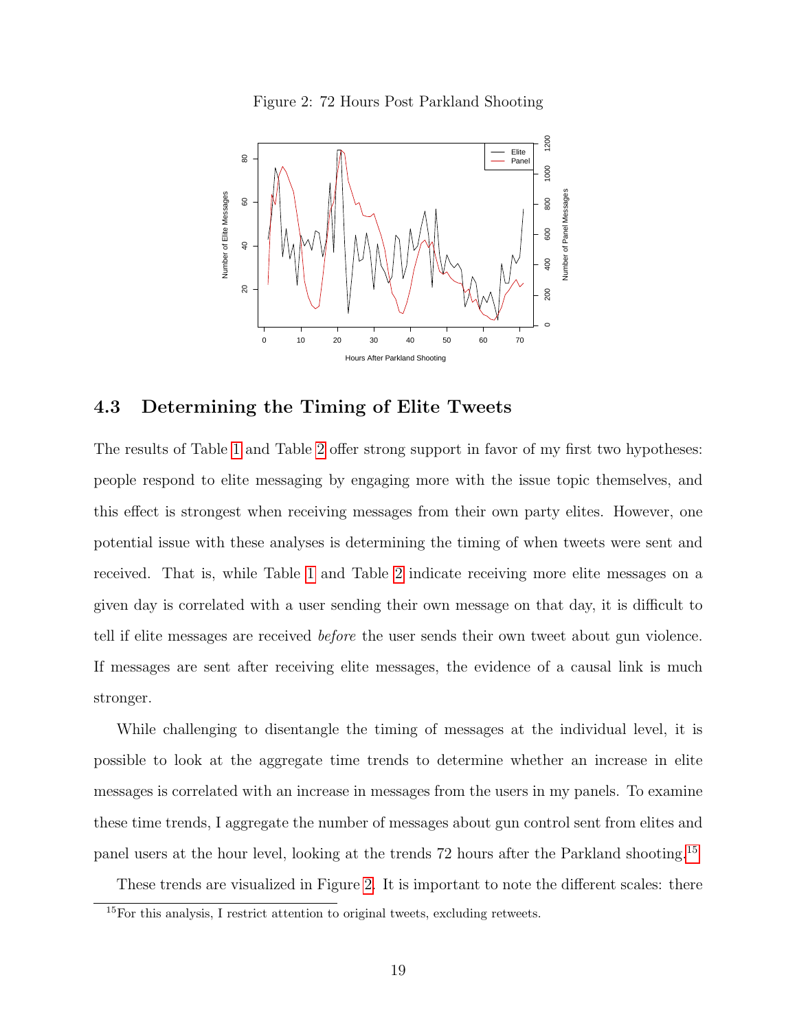Figure 2: 72 Hours Post Parkland Shooting

## 4.3 Determining the Timing of Elite Tweets

The results of Table 1 and Table 2 offer strong support in favor of my first two hypotheses: people respond to elite messaging by engaging more with the issue topic themselves, and this effect is strongest when receiving messages from their own party elites. However, one potential issue with these analyses is determining the timing of when tweets were sent and received. That is, while Table 1 and Table 2 indicate receiving more elite messages on a given day is correlated with a user sending their own message on that day, it is difficult to tell if elite messages are received *before* the user sends their own tweet about gun violence. If messages are sent after receiving elite messages, the evidence of a causal link is much stronger.

While challenging to disentangle the timing of messages at the individual level, it is possible to look at the aggregate time trends to determine whether an increase in elite messages is correlated with an increase in messages from the users in my panels. To examine these time trends, I aggregate the number of messages about gun control sent from elites and panel users at the hour level, looking at the trends 72 hours after the Parkland shooting.[15]

These trends are visualized in Figure 2. It is important to note the different scales: there

[15] For this analysis, I restrict attention to original tweets, excluding retweets.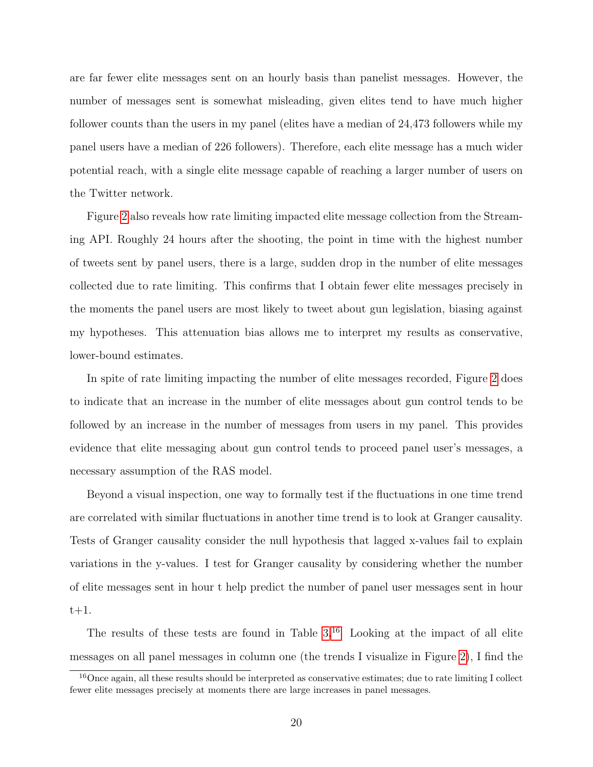are far fewer elite messages sent on an hourly basis than panelist messages. However, the number of messages sent is somewhat misleading, given elites tend to have much higher follower counts than the users in my panel (elites have a median of 24,473 followers while my panel users have a median of 226 followers). Therefore, each elite message has a much wider potential reach, with a single elite message capable of reaching a larger number of users on the Twitter network.

Figure 2 also reveals how rate limiting impacted elite message collection from the Streaming API. Roughly 24 hours after the shooting, the point in time with the highest number of tweets sent by panel users, there is a large, sudden drop in the number of elite messages collected due to rate limiting. This confirms that I obtain fewer elite messages precisely in the moments the panel users are most likely to tweet about gun legislation, biasing against my hypotheses. This attenuation bias allows me to interpret my results as conservative, lower-bound estimates.

In spite of rate limiting impacting the number of elite messages recorded, Figure 2 does to indicate that an increase in the number of elite messages about gun control tends to be followed by an increase in the number of messages from users in my panel. This provides evidence that elite messaging about gun control tends to proceed panel user's messages, a necessary assumption of the RAS model.

Beyond a visual inspection, one way to formally test if the fluctuations in one time trend are correlated with similar fluctuations in another time trend is to look at Granger causality. Tests of Granger causality consider the null hypothesis that lagged x-values fail to explain variations in the y-values. I test for Granger causality by considering whether the number of elite messages sent in hour t help predict the number of panel user messages sent in hour t+1.

The results of these tests are found in Table 3.[16] Looking at the impact of all elite messages on all panel messages in column one (the trends I visualize in Figure 2), I find the

[16] Once again, all these results should be interpreted as conservative estimates; due to rate limiting I collect fewer elite messages precisely at moments there are large increases in panel messages.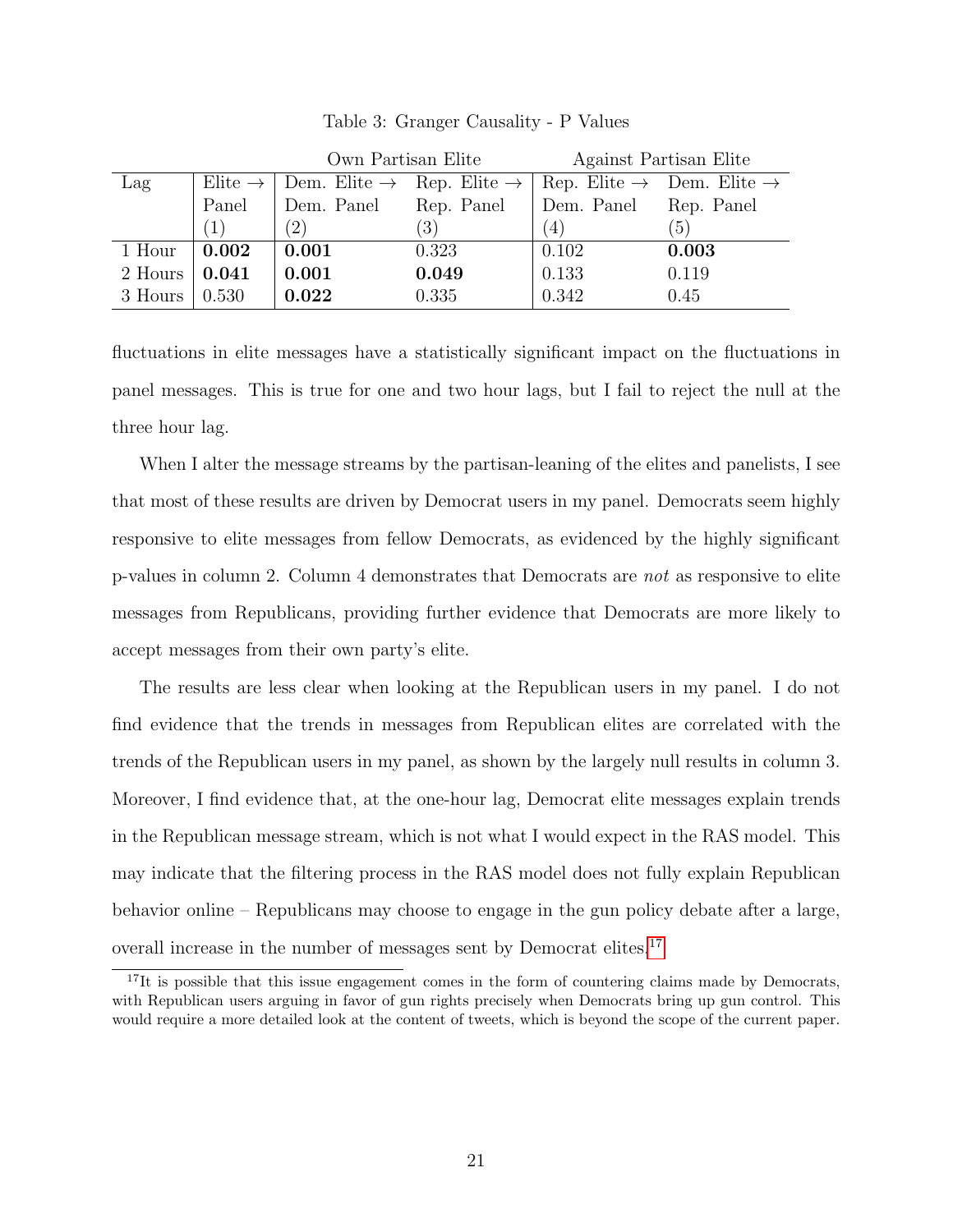Table 3: Granger Causality - P Values

| | | Own Partisan Elite | | Against Partisan Elite | |
|---|---|---|---|---|---|
| Lag | Elite → Panel (1) | Dem. Elite → Dem. Panel (2) | Rep. Elite → Rep. Panel (3) | Rep. Elite → Dem. Panel (4) | Dem. Elite → Rep. Panel (5) |
| 1 Hour | **0.002** | **0.001** | 0.323 | 0.102 | **0.003** |
| 2 Hours | **0.041** | **0.001** | **0.049** | 0.133 | 0.119 |
| 3 Hours | 0.530 | **0.022** | 0.335 | 0.342 | 0.45 |

fluctuations in elite messages have a statistically significant impact on the fluctuations in panel messages. This is true for one and two hour lags, but I fail to reject the null at the three hour lag.

When I alter the message streams by the partisan-leaning of the elites and panelists, I see that most of these results are driven by Democrat users in my panel. Democrats seem highly responsive to elite messages from fellow Democrats, as evidenced by the highly significant p-values in column 2. Column 4 demonstrates that Democrats are *not* as responsive to elite messages from Republicans, providing further evidence that Democrats are more likely to accept messages from their own party's elite.

The results are less clear when looking at the Republican users in my panel. I do not find evidence that the trends in messages from Republican elites are correlated with the trends of the Republican users in my panel, as shown by the largely null results in column 3. Moreover, I find evidence that, at the one-hour lag, Democrat elite messages explain trends in the Republican message stream, which is not what I would expect in the RAS model. This may indicate that the filtering process in the RAS model does not fully explain Republican behavior online – Republicans may choose to engage in the gun policy debate after a large, overall increase in the number of messages sent by Democrat elites.[17]

[17]It is possible that this issue engagement comes in the form of countering claims made by Democrats, with Republican users arguing in favor of gun rights precisely when Democrats bring up gun control. This would require a more detailed look at the content of tweets, which is beyond the scope of the current paper.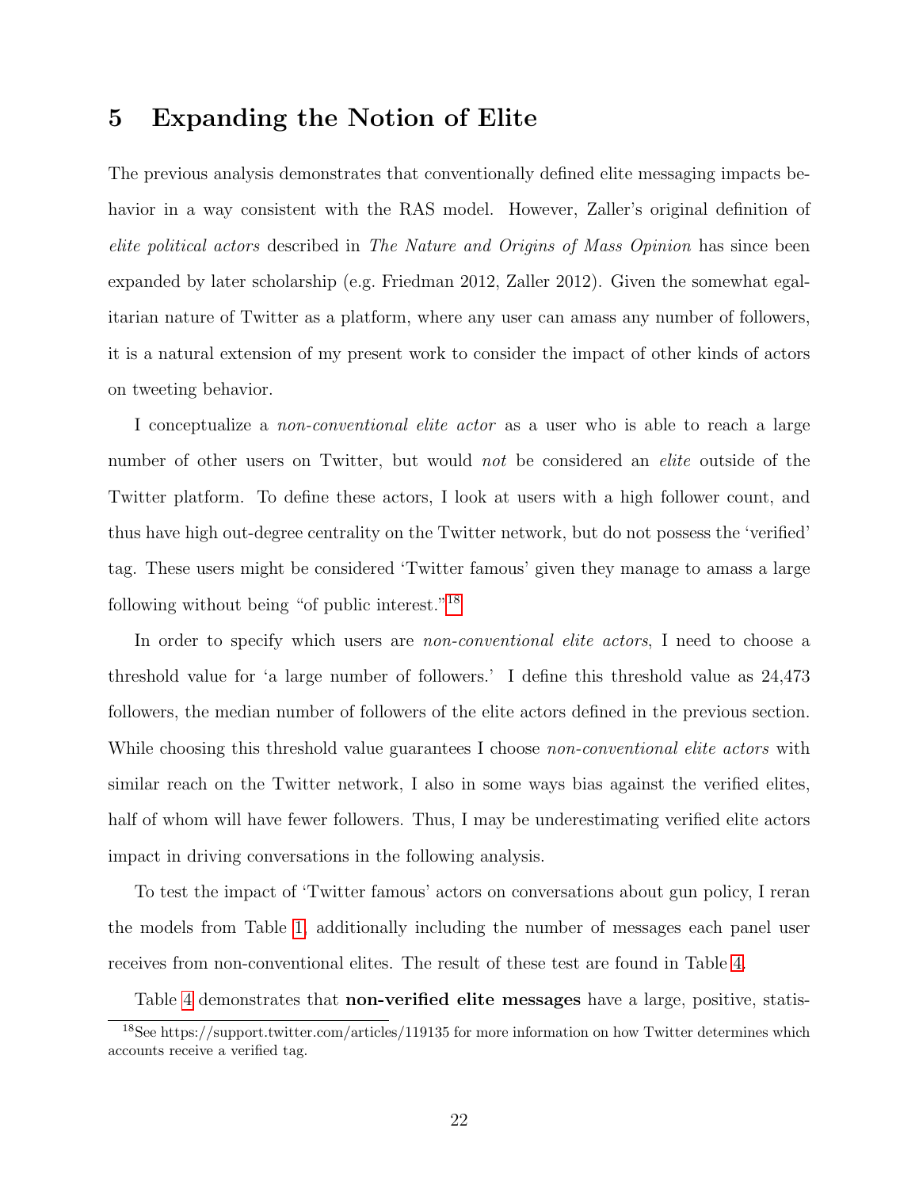## 5 Expanding the Notion of Elite

The previous analysis demonstrates that conventionally defined elite messaging impacts behavior in a way consistent with the RAS model. However, Zaller's original definition of *elite political actors* described in *The Nature and Origins of Mass Opinion* has since been expanded by later scholarship (e.g. Friedman 2012, Zaller 2012). Given the somewhat egalitarian nature of Twitter as a platform, where any user can amass any number of followers, it is a natural extension of my present work to consider the impact of other kinds of actors on tweeting behavior.

I conceptualize a *non-conventional elite actor* as a user who is able to reach a large number of other users on Twitter, but would *not* be considered an *elite* outside of the Twitter platform. To define these actors, I look at users with a high follower count, and thus have high out-degree centrality on the Twitter network, but do not possess the 'verified' tag. These users might be considered 'Twitter famous' given they manage to amass a large following without being "of public interest."[18]

In order to specify which users are *non-conventional elite actors*, I need to choose a threshold value for 'a large number of followers.' I define this threshold value as 24,473 followers, the median number of followers of the elite actors defined in the previous section. While choosing this threshold value guarantees I choose *non-conventional elite actors* with similar reach on the Twitter network, I also in some ways bias against the verified elites, half of whom will have fewer followers. Thus, I may be underestimating verified elite actors impact in driving conversations in the following analysis.

To test the impact of 'Twitter famous' actors on conversations about gun policy, I reran the models from Table 1, additionally including the number of messages each panel user receives from non-conventional elites. The result of these test are found in Table 4.

Table 4 demonstrates that **non-verified elite messages** have a large, positive, statis-

[18] See https://support.twitter.com/articles/119135 for more information on how Twitter determines which accounts receive a verified tag.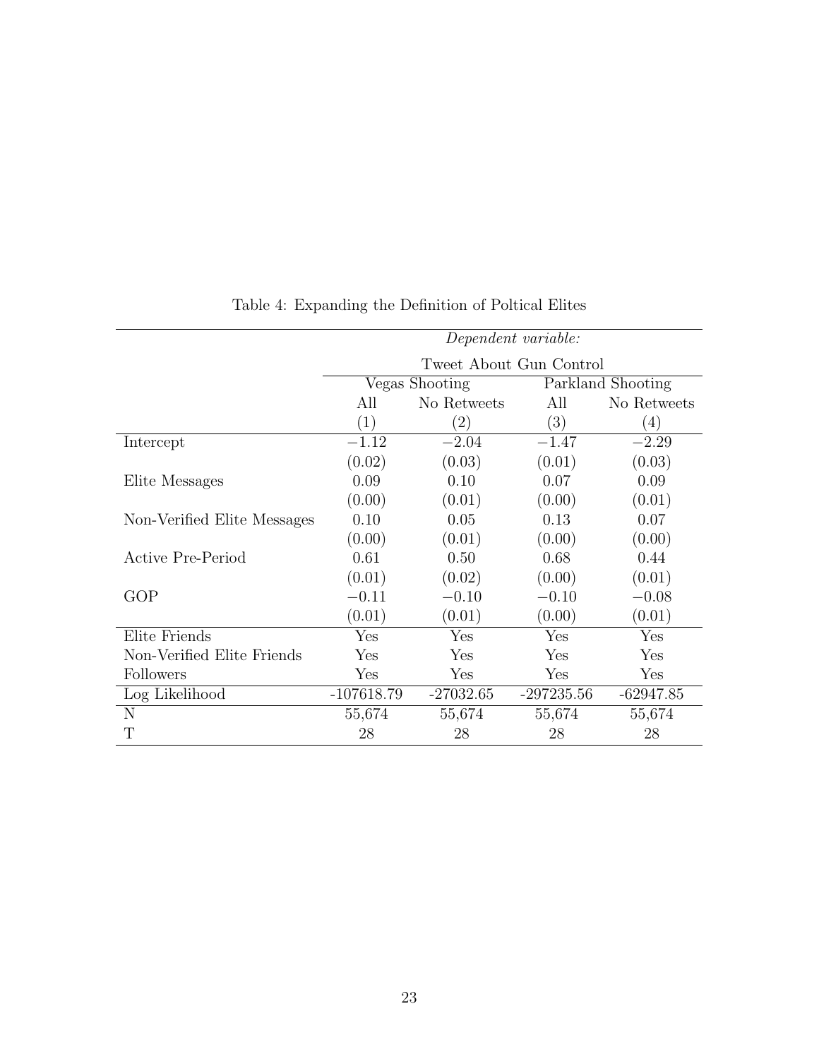Table 4: Expanding the Definition of Poltical Elites

| | *Dependent variable:* | | | |
|---|---|---|---|---|
| | Tweet About Gun Control | | | |
| | Vegas Shooting | | Parkland Shooting | |
| | All | No Retweets | All | No Retweets |
| | (1) | (2) | (3) | (4) |
| Intercept | −1.12 | −2.04 | −1.47 | −2.29 |
| | (0.02) | (0.03) | (0.01) | (0.03) |
| Elite Messages | 0.09 | 0.10 | 0.07 | 0.09 |
| | (0.00) | (0.01) | (0.00) | (0.01) |
| Non-Verified Elite Messages | 0.10 | 0.05 | 0.13 | 0.07 |
| | (0.00) | (0.01) | (0.00) | (0.00) |
| Active Pre-Period | 0.61 | 0.50 | 0.68 | 0.44 |
| | (0.01) | (0.02) | (0.00) | (0.01) |
| GOP | −0.11 | −0.10 | −0.10 | −0.08 |
| | (0.01) | (0.01) | (0.00) | (0.01) |
| Elite Friends | Yes | Yes | Yes | Yes |
| Non-Verified Elite Friends | Yes | Yes | Yes | Yes |
| Followers | Yes | Yes | Yes | Yes |
| Log Likelihood | -107618.79 | -27032.65 | -297235.56 | -62947.85 |
| N | 55,674 | 55,674 | 55,674 | 55,674 |
| T | 28 | 28 | 28 | 28 |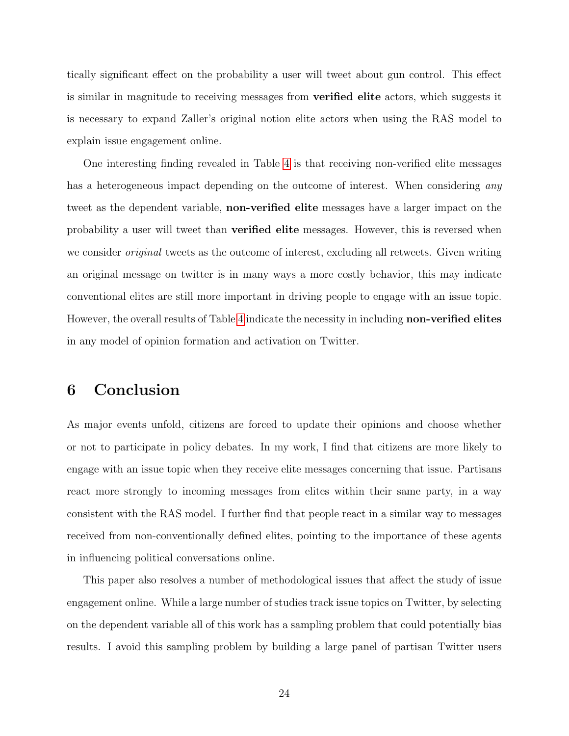tically significant effect on the probability a user will tweet about gun control. This effect is similar in magnitude to receiving messages from **verified elite** actors, which suggests it is necessary to expand Zaller's original notion elite actors when using the RAS model to explain issue engagement online.

One interesting finding revealed in Table 4 is that receiving non-verified elite messages has a heterogeneous impact depending on the outcome of interest. When considering *any* tweet as the dependent variable, **non-verified elite** messages have a larger impact on the probability a user will tweet than **verified elite** messages. However, this is reversed when we consider *original* tweets as the outcome of interest, excluding all retweets. Given writing an original message on twitter is in many ways a more costly behavior, this may indicate conventional elites are still more important in driving people to engage with an issue topic. However, the overall results of Table 4 indicate the necessity in including **non-verified elites** in any model of opinion formation and activation on Twitter.

# 6 Conclusion

As major events unfold, citizens are forced to update their opinions and choose whether or not to participate in policy debates. In my work, I find that citizens are more likely to engage with an issue topic when they receive elite messages concerning that issue. Partisans react more strongly to incoming messages from elites within their same party, in a way consistent with the RAS model. I further find that people react in a similar way to messages received from non-conventionally defined elites, pointing to the importance of these agents in influencing political conversations online.

This paper also resolves a number of methodological issues that affect the study of issue engagement online. While a large number of studies track issue topics on Twitter, by selecting on the dependent variable all of this work has a sampling problem that could potentially bias results. I avoid this sampling problem by building a large panel of partisan Twitter users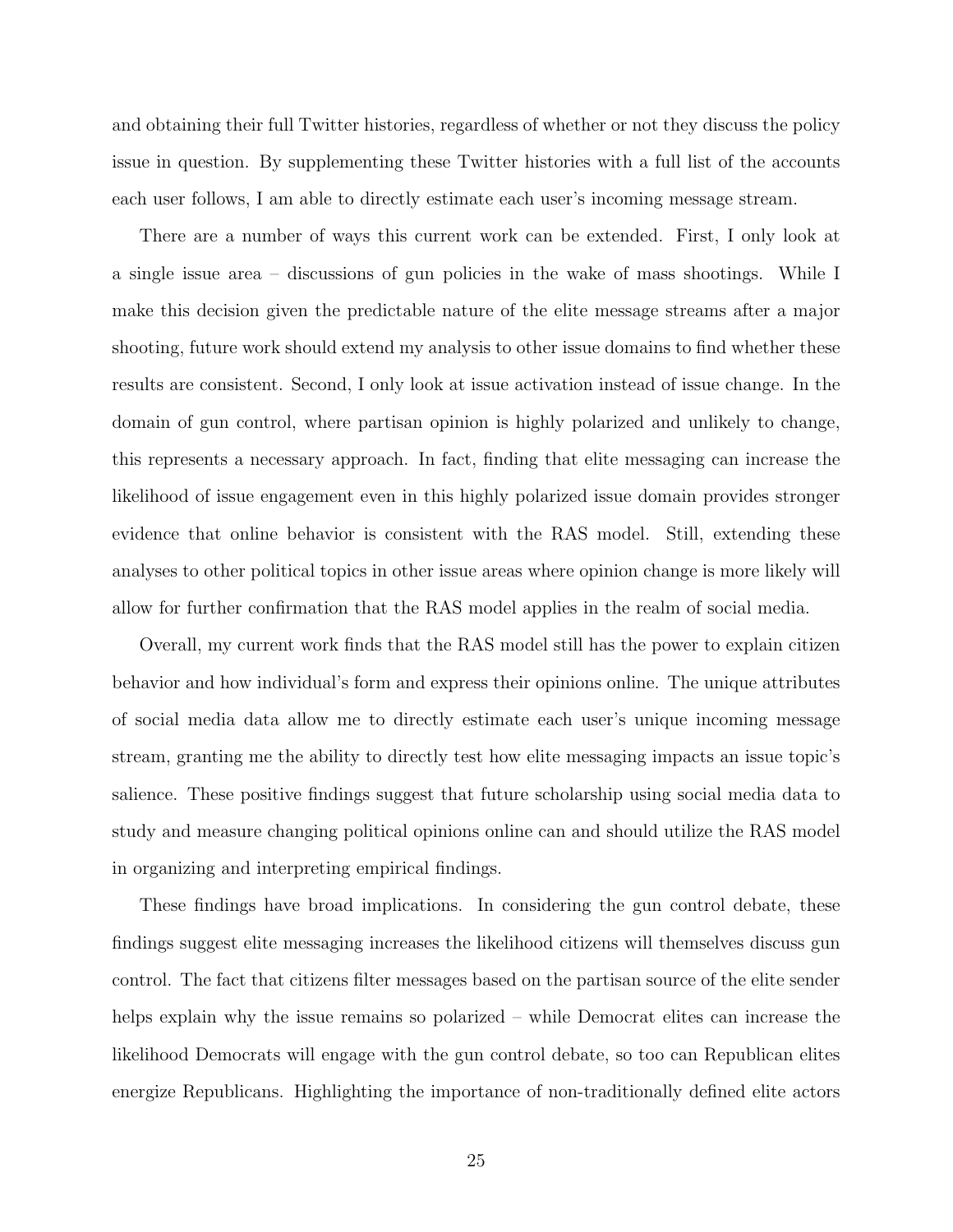and obtaining their full Twitter histories, regardless of whether or not they discuss the policy issue in question. By supplementing these Twitter histories with a full list of the accounts each user follows, I am able to directly estimate each user's incoming message stream.

There are a number of ways this current work can be extended. First, I only look at a single issue area – discussions of gun policies in the wake of mass shootings. While I make this decision given the predictable nature of the elite message streams after a major shooting, future work should extend my analysis to other issue domains to find whether these results are consistent. Second, I only look at issue activation instead of issue change. In the domain of gun control, where partisan opinion is highly polarized and unlikely to change, this represents a necessary approach. In fact, finding that elite messaging can increase the likelihood of issue engagement even in this highly polarized issue domain provides stronger evidence that online behavior is consistent with the RAS model. Still, extending these analyses to other political topics in other issue areas where opinion change is more likely will allow for further confirmation that the RAS model applies in the realm of social media.

Overall, my current work finds that the RAS model still has the power to explain citizen behavior and how individual's form and express their opinions online. The unique attributes of social media data allow me to directly estimate each user's unique incoming message stream, granting me the ability to directly test how elite messaging impacts an issue topic's salience. These positive findings suggest that future scholarship using social media data to study and measure changing political opinions online can and should utilize the RAS model in organizing and interpreting empirical findings.

These findings have broad implications. In considering the gun control debate, these findings suggest elite messaging increases the likelihood citizens will themselves discuss gun control. The fact that citizens filter messages based on the partisan source of the elite sender helps explain why the issue remains so polarized – while Democrat elites can increase the likelihood Democrats will engage with the gun control debate, so too can Republican elites energize Republicans. Highlighting the importance of non-traditionally defined elite actors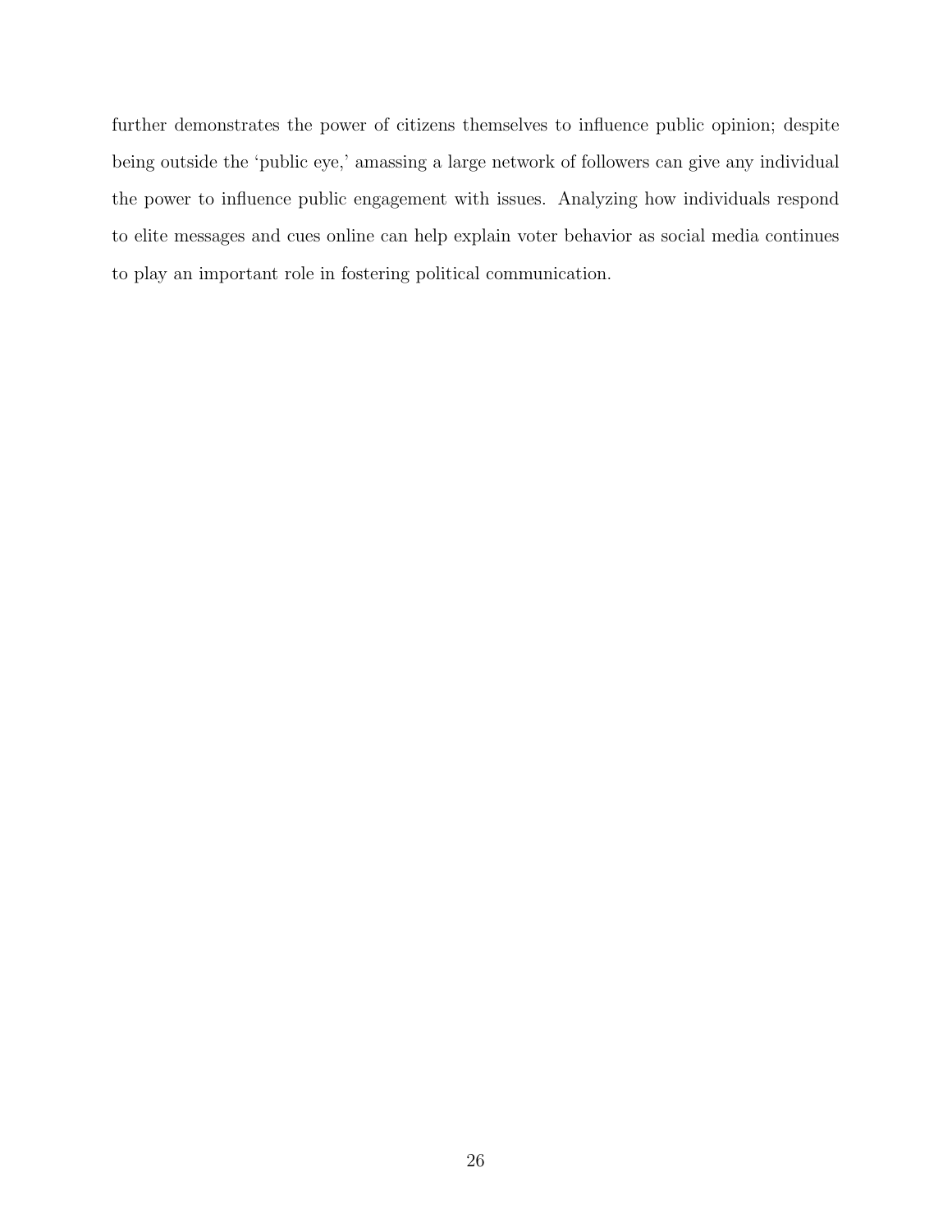further demonstrates the power of citizens themselves to influence public opinion; despite being outside the 'public eye,' amassing a large network of followers can give any individual the power to influence public engagement with issues. Analyzing how individuals respond to elite messages and cues online can help explain voter behavior as social media continues to play an important role in fostering political communication.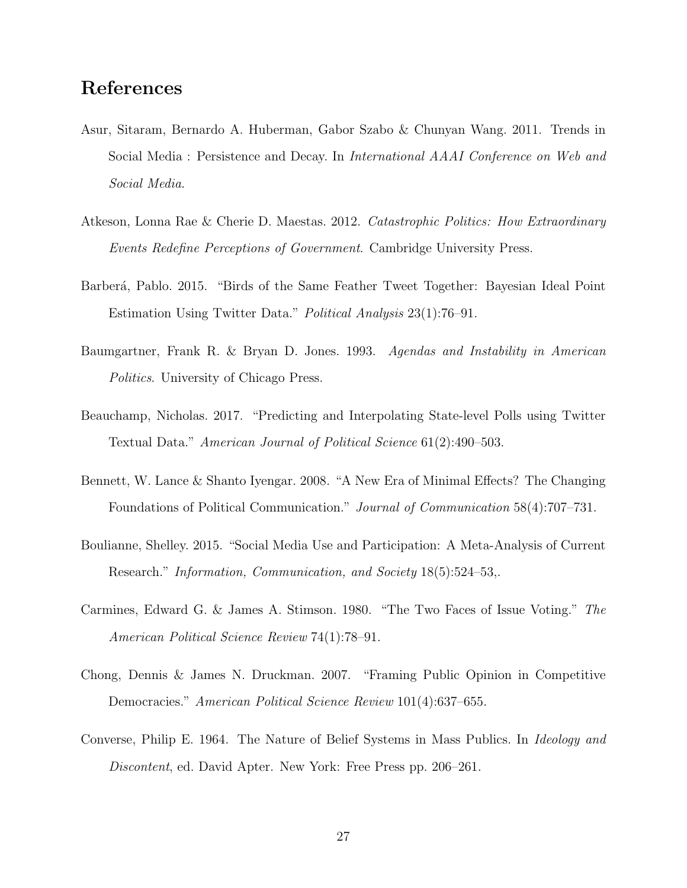## References

Asur, Sitaram, Bernardo A. Huberman, Gabor Szabo & Chunyan Wang. 2011. Trends in Social Media : Persistence and Decay. In *International AAAI Conference on Web and Social Media*.

Atkeson, Lonna Rae & Cherie D. Maestas. 2012. *Catastrophic Politics: How Extraordinary Events Redefine Perceptions of Government*. Cambridge University Press.

Barberá, Pablo. 2015. "Birds of the Same Feather Tweet Together: Bayesian Ideal Point Estimation Using Twitter Data." *Political Analysis* 23(1):76–91.

Baumgartner, Frank R. & Bryan D. Jones. 1993. *Agendas and Instability in American Politics*. University of Chicago Press.

Beauchamp, Nicholas. 2017. "Predicting and Interpolating State-level Polls using Twitter Textual Data." *American Journal of Political Science* 61(2):490–503.

Bennett, W. Lance & Shanto Iyengar. 2008. "A New Era of Minimal Effects? The Changing Foundations of Political Communication." *Journal of Communication* 58(4):707–731.

Boulianne, Shelley. 2015. "Social Media Use and Participation: A Meta-Analysis of Current Research." *Information, Communication, and Society* 18(5):524–53,.

Carmines, Edward G. & James A. Stimson. 1980. "The Two Faces of Issue Voting." *The American Political Science Review* 74(1):78–91.

Chong, Dennis & James N. Druckman. 2007. "Framing Public Opinion in Competitive Democracies." *American Political Science Review* 101(4):637–655.

Converse, Philip E. 1964. The Nature of Belief Systems in Mass Publics. In *Ideology and Discontent*, ed. David Apter. New York: Free Press pp. 206–261.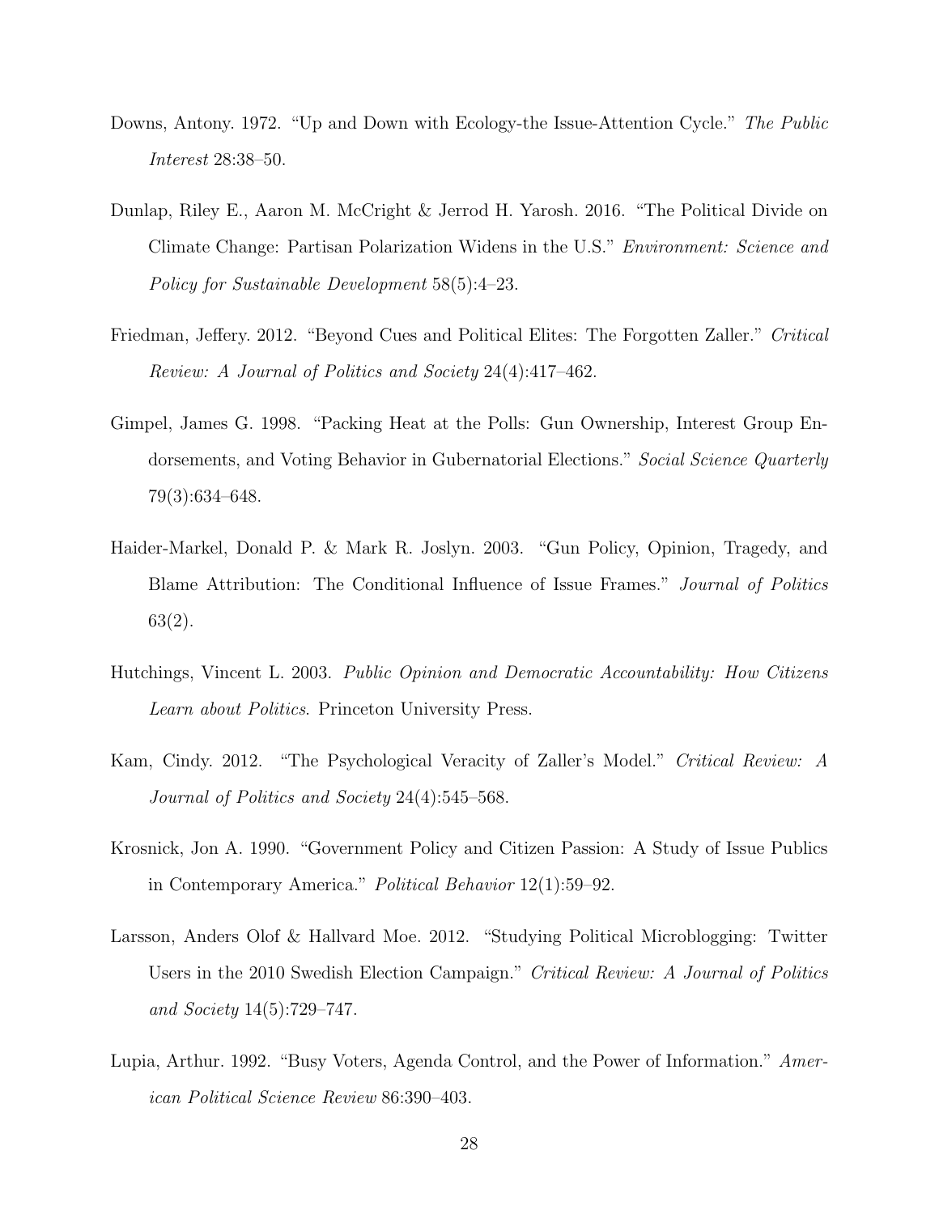Downs, Antony. 1972. "Up and Down with Ecology-the Issue-Attention Cycle." *The Public Interest* 28:38–50.

Dunlap, Riley E., Aaron M. McCright & Jerrod H. Yarosh. 2016. "The Political Divide on Climate Change: Partisan Polarization Widens in the U.S." *Environment: Science and Policy for Sustainable Development* 58(5):4–23.

Friedman, Jeffery. 2012. "Beyond Cues and Political Elites: The Forgotten Zaller." *Critical Review: A Journal of Politics and Society* 24(4):417–462.

Gimpel, James G. 1998. "Packing Heat at the Polls: Gun Ownership, Interest Group Endorsements, and Voting Behavior in Gubernatorial Elections." *Social Science Quarterly* 79(3):634–648.

Haider-Markel, Donald P. & Mark R. Joslyn. 2003. "Gun Policy, Opinion, Tragedy, and Blame Attribution: The Conditional Influence of Issue Frames." *Journal of Politics* 63(2).

Hutchings, Vincent L. 2003. *Public Opinion and Democratic Accountability: How Citizens Learn about Politics*. Princeton University Press.

Kam, Cindy. 2012. "The Psychological Veracity of Zaller's Model." *Critical Review: A Journal of Politics and Society* 24(4):545–568.

Krosnick, Jon A. 1990. "Government Policy and Citizen Passion: A Study of Issue Publics in Contemporary America." *Political Behavior* 12(1):59–92.

Larsson, Anders Olof & Hallvard Moe. 2012. "Studying Political Microblogging: Twitter Users in the 2010 Swedish Election Campaign." *Critical Review: A Journal of Politics and Society* 14(5):729–747.

Lupia, Arthur. 1992. "Busy Voters, Agenda Control, and the Power of Information." *American Political Science Review* 86:390–403.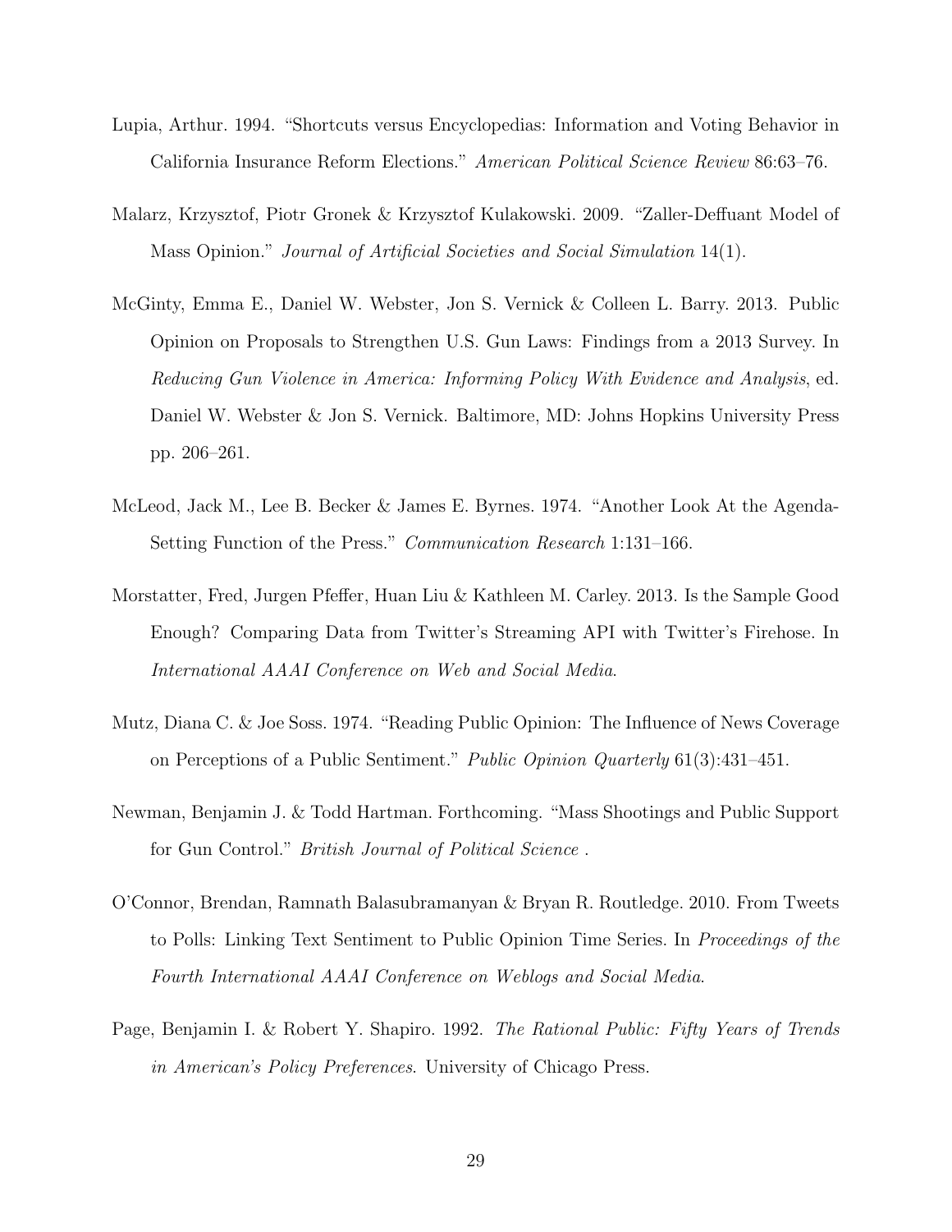Lupia, Arthur. 1994. "Shortcuts versus Encyclopedias: Information and Voting Behavior in California Insurance Reform Elections." *American Political Science Review* 86:63–76.

Malarz, Krzysztof, Piotr Gronek & Krzysztof Kulakowski. 2009. "Zaller-Deffuant Model of Mass Opinion." *Journal of Artificial Societies and Social Simulation* 14(1).

McGinty, Emma E., Daniel W. Webster, Jon S. Vernick & Colleen L. Barry. 2013. Public Opinion on Proposals to Strengthen U.S. Gun Laws: Findings from a 2013 Survey. In *Reducing Gun Violence in America: Informing Policy With Evidence and Analysis*, ed. Daniel W. Webster & Jon S. Vernick. Baltimore, MD: Johns Hopkins University Press pp. 206–261.

McLeod, Jack M., Lee B. Becker & James E. Byrnes. 1974. "Another Look At the Agenda-Setting Function of the Press." *Communication Research* 1:131–166.

Morstatter, Fred, Jurgen Pfeffer, Huan Liu & Kathleen M. Carley. 2013. Is the Sample Good Enough? Comparing Data from Twitter's Streaming API with Twitter's Firehose. In *International AAAI Conference on Web and Social Media*.

Mutz, Diana C. & Joe Soss. 1974. "Reading Public Opinion: The Influence of News Coverage on Perceptions of a Public Sentiment." *Public Opinion Quarterly* 61(3):431–451.

Newman, Benjamin J. & Todd Hartman. Forthcoming. "Mass Shootings and Public Support for Gun Control." *British Journal of Political Science* .

O'Connor, Brendan, Ramnath Balasubramanyan & Bryan R. Routledge. 2010. From Tweets to Polls: Linking Text Sentiment to Public Opinion Time Series. In *Proceedings of the Fourth International AAAI Conference on Weblogs and Social Media*.

Page, Benjamin I. & Robert Y. Shapiro. 1992. *The Rational Public: Fifty Years of Trends in American's Policy Preferences*. University of Chicago Press.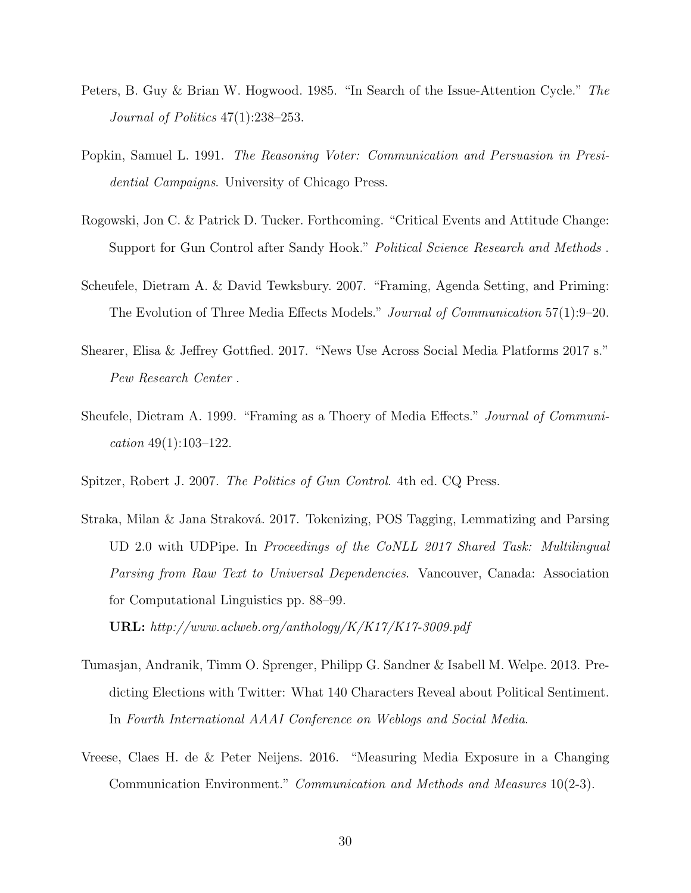Peters, B. Guy & Brian W. Hogwood. 1985. "In Search of the Issue-Attention Cycle." *The Journal of Politics* 47(1):238–253.

Popkin, Samuel L. 1991. *The Reasoning Voter: Communication and Persuasion in Presidential Campaigns*. University of Chicago Press.

Rogowski, Jon C. & Patrick D. Tucker. Forthcoming. "Critical Events and Attitude Change: Support for Gun Control after Sandy Hook." *Political Science Research and Methods* .

Scheufele, Dietram A. & David Tewksbury. 2007. "Framing, Agenda Setting, and Priming: The Evolution of Three Media Effects Models." *Journal of Communication* 57(1):9–20.

Shearer, Elisa & Jeffrey Gottfied. 2017. "News Use Across Social Media Platforms 2017 s." *Pew Research Center* .

Sheufele, Dietram A. 1999. "Framing as a Thoery of Media Effects." *Journal of Communication* 49(1):103–122.

Spitzer, Robert J. 2007. *The Politics of Gun Control*. 4th ed. CQ Press.

Straka, Milan & Jana Straková. 2017. Tokenizing, POS Tagging, Lemmatizing and Parsing UD 2.0 with UDPipe. In *Proceedings of the CoNLL 2017 Shared Task: Multilingual Parsing from Raw Text to Universal Dependencies*. Vancouver, Canada: Association for Computational Linguistics pp. 88–99.
**URL:** *http://www.aclweb.org/anthology/K/K17/K17-3009.pdf*

Tumasjan, Andranik, Timm O. Sprenger, Philipp G. Sandner & Isabell M. Welpe. 2013. Predicting Elections with Twitter: What 140 Characters Reveal about Political Sentiment. In *Fourth International AAAI Conference on Weblogs and Social Media*.

Vreese, Claes H. de & Peter Neijens. 2016. "Measuring Media Exposure in a Changing Communication Environment." *Communication and Methods and Measures* 10(2-3).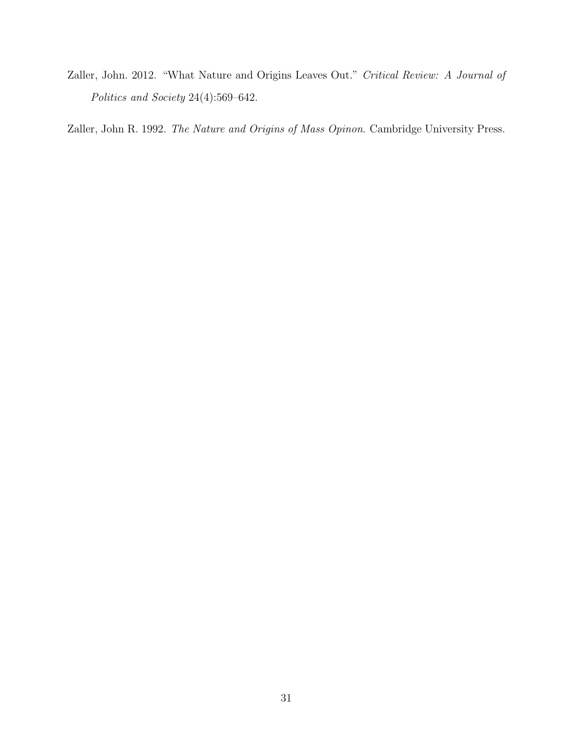Zaller, John. 2012. "What Nature and Origins Leaves Out." *Critical Review: A Journal of Politics and Society* 24(4):569–642.

Zaller, John R. 1992. *The Nature and Origins of Mass Opinon*. Cambridge University Press.